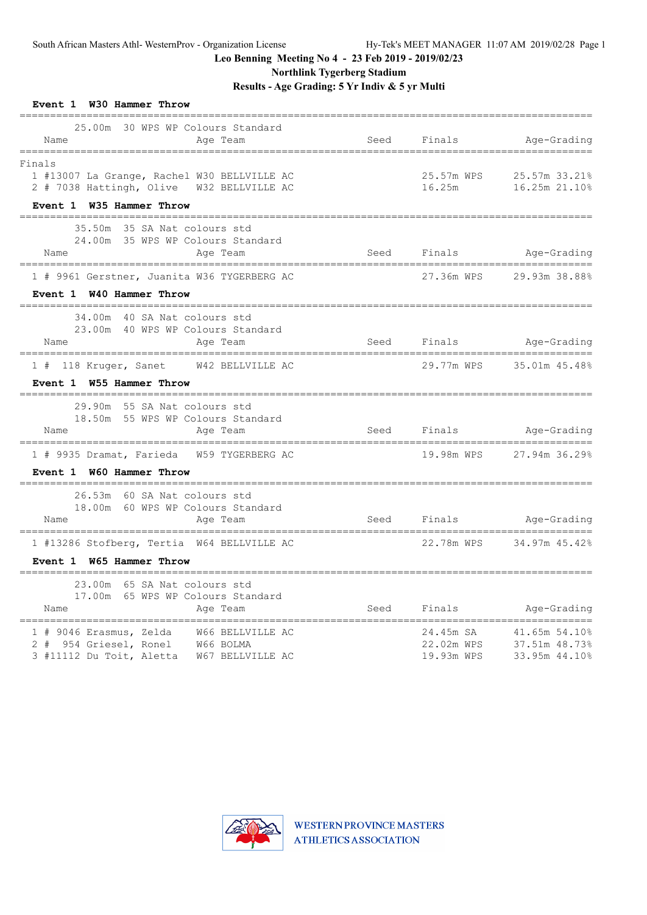South African Masters Athl- WesternProv - Organization License Hy-Tek's MEET MANAGER 11:07 AM 2019/02/28

# Leo Benning Meeting No 4 - 23 Feb 2019 - 2019/02/23

## Northlink Tygerberg Stadium

## Results - Age Grading: 5 Yr Indiv & 5 yr Multi

### Event 1 W30 Hammer Throw

25.00m 30 WPS WP Colours Standard

| | Name | Age | Team | Seed | Finals | | Age-Grading | |
|---|---|---|---|---|---|---|---|---|
| **Finals** | | | | | | | | |
| 1 | #13007 La Grange, Rachel | W30 | BELLVILLE AC | | 25.57m | WPS | 25.57m | 33.21% |
| 2 | # 7038 Hattingh, Olive | W32 | BELLVILLE AC | | 16.25m | | 16.25m | 21.10% |

### Event 1 W35 Hammer Throw

35.50m 35 SA Nat colours std
24.00m 35 WPS WP Colours Standard

| | Name | Age | Team | Seed | Finals | | Age-Grading | |
|---|---|---|---|---|---|---|---|---|
| 1 | # 9961 Gerstner, Juanita | W36 | TYGERBERG AC | | 27.36m | WPS | 29.93m | 38.88% |

### Event 1 W40 Hammer Throw

34.00m 40 SA Nat colours std
23.00m 40 WPS WP Colours Standard

| | Name | Age | Team | Seed | Finals | | Age-Grading | |
|---|---|---|---|---|---|---|---|---|
| 1 | # 118 Kruger, Sanet | W42 | BELLVILLE AC | | 29.77m | WPS | 35.01m | 45.48% |

### Event 1 W55 Hammer Throw

29.90m 55 SA Nat colours std
18.50m 55 WPS WP Colours Standard

| | Name | Age | Team | Seed | Finals | | Age-Grading | |
|---|---|---|---|---|---|---|---|---|
| 1 | # 9935 Dramat, Farieda | W59 | TYGERBERG AC | | 19.98m | WPS | 27.94m | 36.29% |

### Event 1 W60 Hammer Throw

26.53m 60 SA Nat colours std
18.00m 60 WPS WP Colours Standard

| | Name | Age | Team | Seed | Finals | | Age-Grading | |
|---|---|---|---|---|---|---|---|---|
| 1 | #13286 Stofberg, Tertia | W64 | BELLVILLE AC | | 22.78m | WPS | 34.97m | 45.42% |

### Event 1 W65 Hammer Throw

23.00m 65 SA Nat colours std
17.00m 65 WPS WP Colours Standard

| | Name | Age | Team | Seed | Finals | | Age-Grading | |
|---|---|---|---|---|---|---|---|---|
| 1 | # 9046 Erasmus, Zelda | W66 | BELLVILLE AC | | 24.45m | SA | 41.65m | 54.10% |
| 2 | # 954 Griesel, Ronel | W66 | BOLMA | | 22.02m | WPS | 37.51m | 48.73% |
| 3 | #11112 Du Toit, Aletta | W67 | BELLVILLE AC | | 19.93m | WPS | 33.95m | 44.10% |

WESTERN PROVINCE MASTERS ATHLETICS ASSOCIATION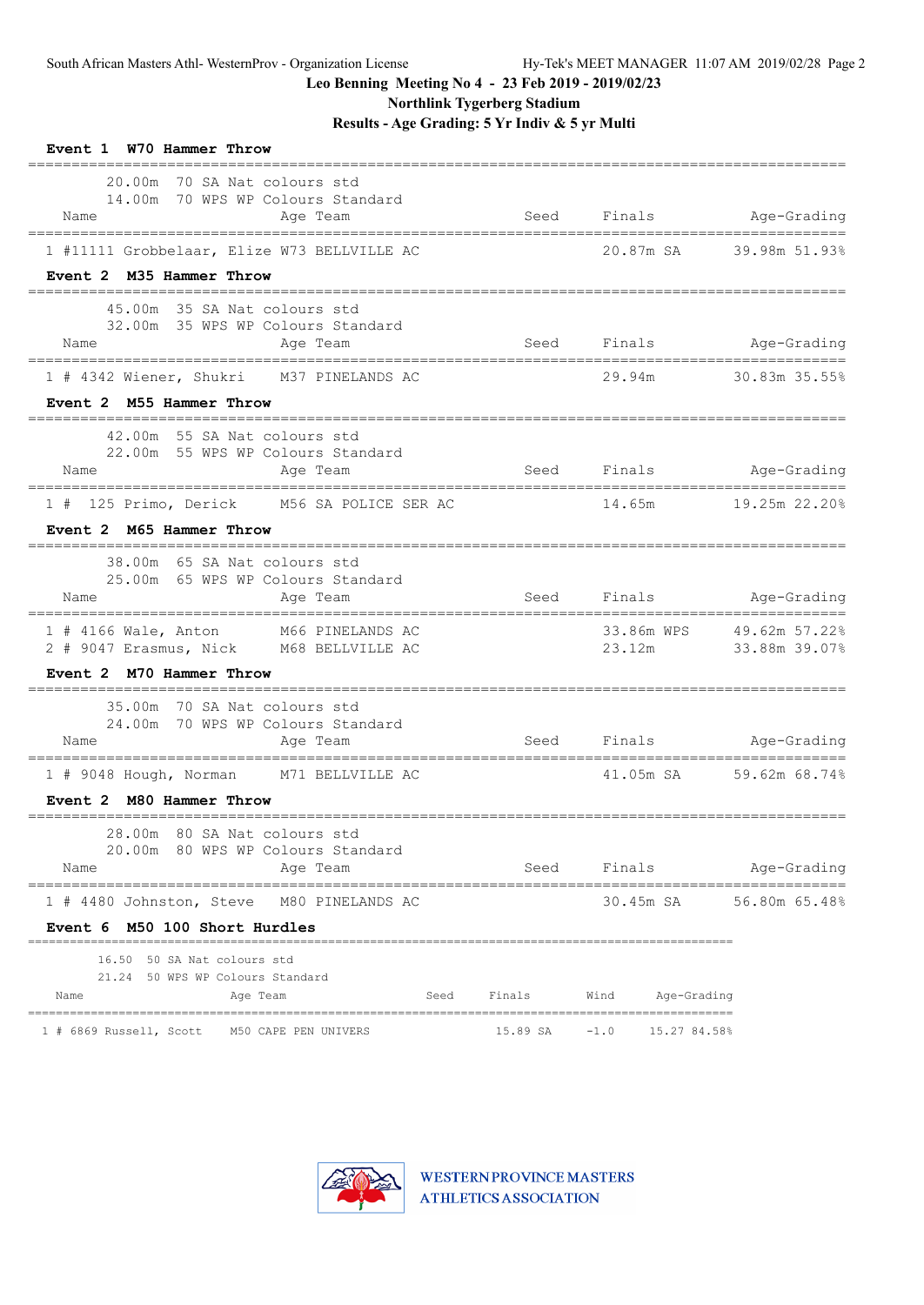Leo Benning Meeting No 4 - 23 Feb 2019 - 2019/02/23

Northlink Tygerberg Stadium

Results - Age Grading: 5 Yr Indiv & 5 yr Multi

**Event 1 W70 Hammer Throw**

20.00m 70 SA Nat colours std
14.00m 70 WPS WP Colours Standard

| | Name | Age | Team | Seed | Finals | Age-Grading |
|---|---|---|---|---|---|---|
| 1 | #11111 Grobbelaar, Elize | W73 | BELLVILLE AC | | 20.87m SA | 39.98m 51.93% |

**Event 2 M35 Hammer Throw**

45.00m 35 SA Nat colours std
32.00m 35 WPS WP Colours Standard

| | Name | Age | Team | Seed | Finals | Age-Grading |
|---|---|---|---|---|---|---|
| 1 | # 4342 Wiener, Shukri | M37 | PINELANDS AC | | 29.94m | 30.83m 35.55% |

**Event 2 M55 Hammer Throw**

42.00m 55 SA Nat colours std
22.00m 55 WPS WP Colours Standard

| | Name | Age | Team | Seed | Finals | Age-Grading |
|---|---|---|---|---|---|---|
| 1 | # 125 Primo, Derick | M56 | SA POLICE SER AC | | 14.65m | 19.25m 22.20% |

**Event 2 M65 Hammer Throw**

38.00m 65 SA Nat colours std
25.00m 65 WPS WP Colours Standard

| | Name | Age | Team | Seed | Finals | Age-Grading |
|---|---|---|---|---|---|---|
| 1 | # 4166 Wale, Anton | M66 | PINELANDS AC | | 33.86m WPS | 49.62m 57.22% |
| 2 | # 9047 Erasmus, Nick | M68 | BELLVILLE AC | | 23.12m | 33.88m 39.07% |

**Event 2 M70 Hammer Throw**

35.00m 70 SA Nat colours std
24.00m 70 WPS WP Colours Standard

| | Name | Age | Team | Seed | Finals | Age-Grading |
|---|---|---|---|---|---|---|
| 1 | # 9048 Hough, Norman | M71 | BELLVILLE AC | | 41.05m SA | 59.62m 68.74% |

**Event 2 M80 Hammer Throw**

28.00m 80 SA Nat colours std
20.00m 80 WPS WP Colours Standard

| | Name | Age | Team | Seed | Finals | Age-Grading |
|---|---|---|---|---|---|---|
| 1 | # 4480 Johnston, Steve | M80 | PINELANDS AC | | 30.45m SA | 56.80m 65.48% |

**Event 6 M50 100 Short Hurdles**

16.50 50 SA Nat colours std
21.24 50 WPS WP Colours Standard

| | Name | Age | Team | Seed | Finals | Wind | Age-Grading |
|---|---|---|---|---|---|---|---|
| 1 | # 6869 Russell, Scott | M50 | CAPE PEN UNIVERS | | 15.89 SA | -1.0 | 15.27 84.58% |

WESTERN PROVINCE MASTERS ATHLETICS ASSOCIATION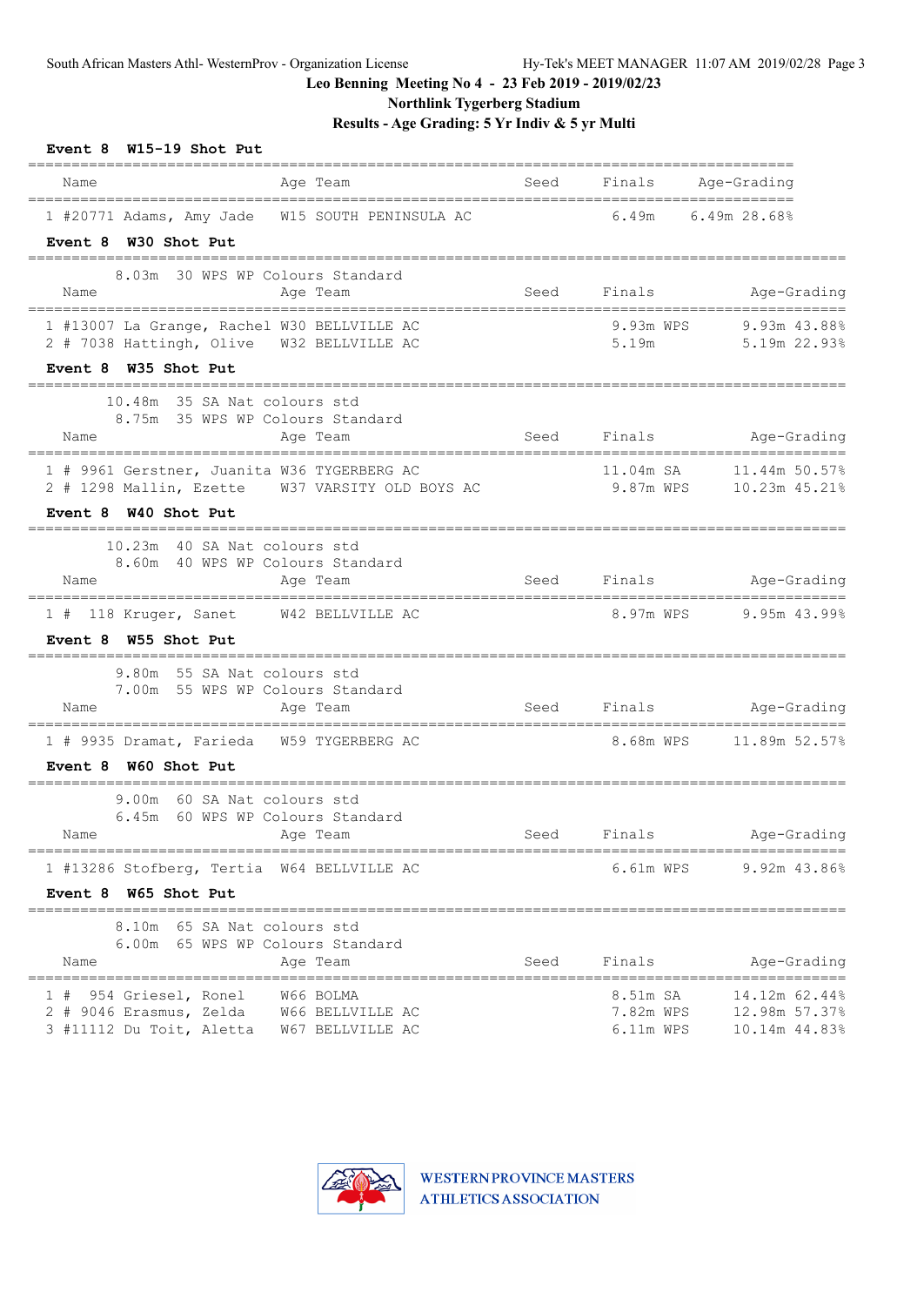**Leo Benning Meeting No 4 - 23 Feb 2019 - 2019/02/23**

**Northlink Tygerberg Stadium**

**Results - Age Grading: 5 Yr Indiv & 5 yr Multi**

### Event 8 W15-19 Shot Put

| Place | Name | Age | Team | Seed | Finals | Age-Grading |
|---|---|---|---|---|---|---|
| 1 | #20771 Adams, Amy Jade | W15 | SOUTH PENINSULA AC | | 6.49m | 6.49m 28.68% |

### Event 8 W30 Shot Put

8.03m 30 WPS WP Colours Standard

| Place | Name | Age | Team | Seed | Finals | Age-Grading |
|---|---|---|---|---|---|---|
| 1 | #13007 La Grange, Rachel | W30 | BELLVILLE AC | | 9.93m WPS | 9.93m 43.88% |
| 2 | # 7038 Hattingh, Olive | W32 | BELLVILLE AC | | 5.19m | 5.19m 22.93% |

### Event 8 W35 Shot Put

10.48m 35 SA Nat colours std
8.75m 35 WPS WP Colours Standard

| Place | Name | Age | Team | Seed | Finals | Age-Grading |
|---|---|---|---|---|---|---|
| 1 | # 9961 Gerstner, Juanita | W36 | TYGERBERG AC | | 11.04m SA | 11.44m 50.57% |
| 2 | # 1298 Mallin, Ezette | W37 | VARSITY OLD BOYS AC | | 9.87m WPS | 10.23m 45.21% |

### Event 8 W40 Shot Put

10.23m 40 SA Nat colours std
8.60m 40 WPS WP Colours Standard

| Place | Name | Age | Team | Seed | Finals | Age-Grading |
|---|---|---|---|---|---|---|
| 1 | # 118 Kruger, Sanet | W42 | BELLVILLE AC | | 8.97m WPS | 9.95m 43.99% |

### Event 8 W55 Shot Put

9.80m 55 SA Nat colours std
7.00m 55 WPS WP Colours Standard

| Place | Name | Age | Team | Seed | Finals | Age-Grading |
|---|---|---|---|---|---|---|
| 1 | # 9935 Dramat, Farieda | W59 | TYGERBERG AC | | 8.68m WPS | 11.89m 52.57% |

### Event 8 W60 Shot Put

9.00m 60 SA Nat colours std
6.45m 60 WPS WP Colours Standard

| Place | Name | Age | Team | Seed | Finals | Age-Grading |
|---|---|---|---|---|---|---|
| 1 | #13286 Stofberg, Tertia | W64 | BELLVILLE AC | | 6.61m WPS | 9.92m 43.86% |

### Event 8 W65 Shot Put

8.10m 65 SA Nat colours std
6.00m 65 WPS WP Colours Standard

| Place | Name | Age | Team | Seed | Finals | Age-Grading |
|---|---|---|---|---|---|---|
| 1 | # 954 Griesel, Ronel | W66 | BOLMA | | 8.51m SA | 14.12m 62.44% |
| 2 | # 9046 Erasmus, Zelda | W66 | BELLVILLE AC | | 7.82m WPS | 12.98m 57.37% |
| 3 | #11112 Du Toit, Aletta | W67 | BELLVILLE AC | | 6.11m WPS | 10.14m 44.83% |

WESTERN PROVINCE MASTERS ATHLETICS ASSOCIATION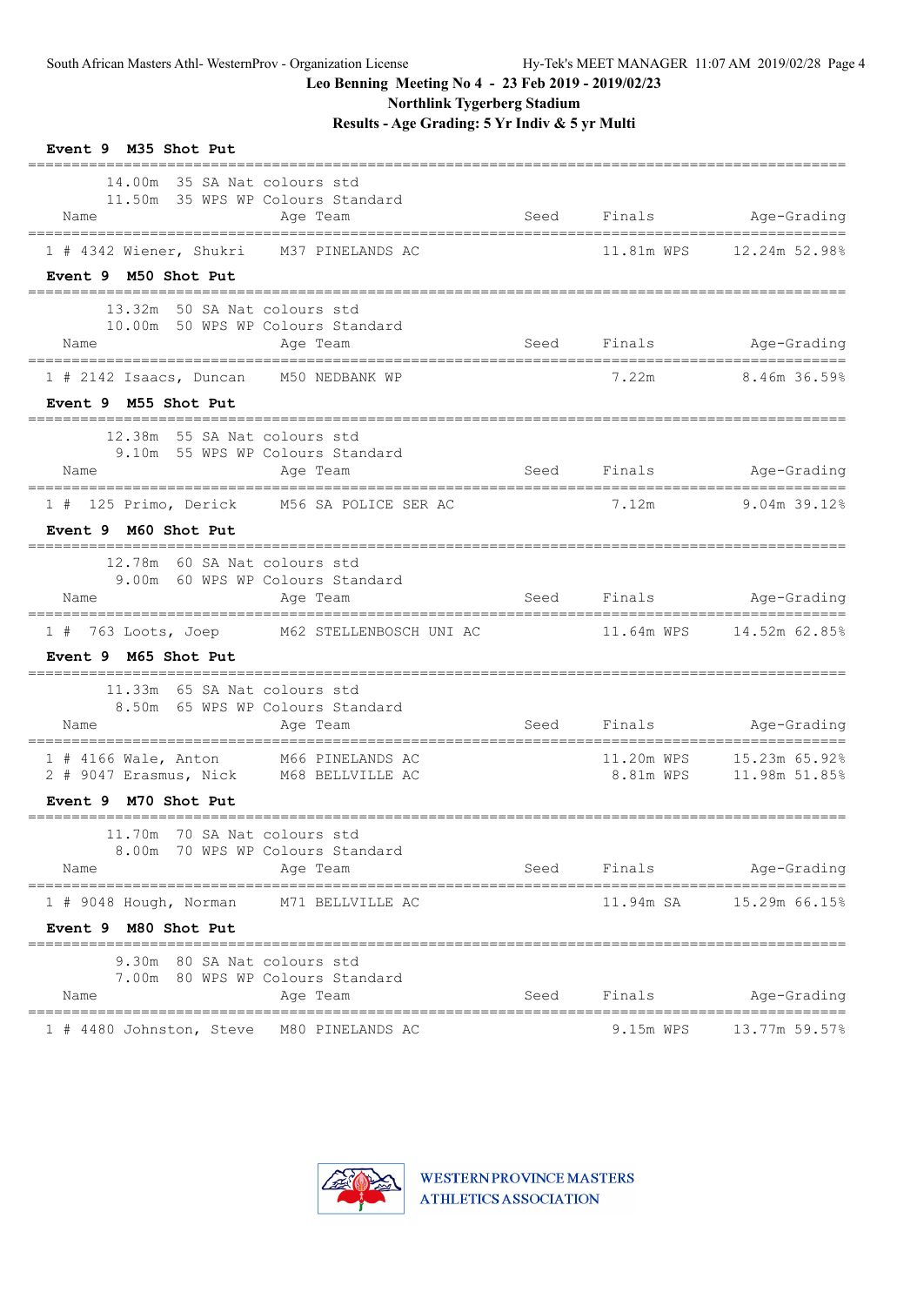# Leo Benning Meeting No 4 - 23 Feb 2019 - 2019/02/23

## Northlink Tygerberg Stadium

### Results - Age Grading: 5 Yr Indiv & 5 yr Multi

**Event 9 M35 Shot Put**

14.00m 35 SA Nat colours std
11.50m 35 WPS WP Colours Standard

| Name | Age | Team | Seed | Finals | Age-Grading |
|---|---|---|---|---|---|
| 1 # 4342 Wiener, Shukri | M37 | PINELANDS AC | | 11.81m WPS | 12.24m 52.98% |

**Event 9 M50 Shot Put**

13.32m 50 SA Nat colours std
10.00m 50 WPS WP Colours Standard

| Name | Age | Team | Seed | Finals | Age-Grading |
|---|---|---|---|---|---|
| 1 # 2142 Isaacs, Duncan | M50 | NEDBANK WP | | 7.22m | 8.46m 36.59% |

**Event 9 M55 Shot Put**

12.38m 55 SA Nat colours std
9.10m 55 WPS WP Colours Standard

| Name | Age | Team | Seed | Finals | Age-Grading |
|---|---|---|---|---|---|
| 1 # 125 Primo, Derick | M56 | SA POLICE SER AC | | 7.12m | 9.04m 39.12% |

**Event 9 M60 Shot Put**

12.78m 60 SA Nat colours std
9.00m 60 WPS WP Colours Standard

| Name | Age | Team | Seed | Finals | Age-Grading |
|---|---|---|---|---|---|
| 1 # 763 Loots, Joep | M62 | STELLENBOSCH UNI AC | | 11.64m WPS | 14.52m 62.85% |

**Event 9 M65 Shot Put**

11.33m 65 SA Nat colours std
8.50m 65 WPS WP Colours Standard

| Name | Age | Team | Seed | Finals | Age-Grading |
|---|---|---|---|---|---|
| 1 # 4166 Wale, Anton | M66 | PINELANDS AC | | 11.20m WPS | 15.23m 65.92% |
| 2 # 9047 Erasmus, Nick | M68 | BELLVILLE AC | | 8.81m WPS | 11.98m 51.85% |

**Event 9 M70 Shot Put**

11.70m 70 SA Nat colours std
8.00m 70 WPS WP Colours Standard

| Name | Age | Team | Seed | Finals | Age-Grading |
|---|---|---|---|---|---|
| 1 # 9048 Hough, Norman | M71 | BELLVILLE AC | | 11.94m SA | 15.29m 66.15% |

**Event 9 M80 Shot Put**

9.30m 80 SA Nat colours std
7.00m 80 WPS WP Colours Standard

| Name | Age | Team | Seed | Finals | Age-Grading |
|---|---|---|---|---|---|
| 1 # 4480 Johnston, Steve | M80 | PINELANDS AC | | 9.15m WPS | 13.77m 59.57% |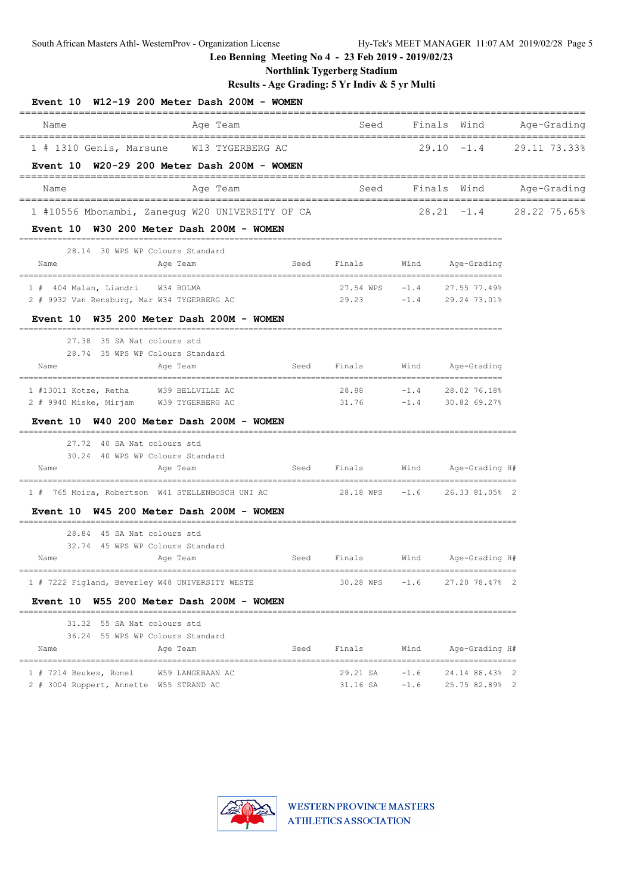Leo Benning Meeting No 4 - 23 Feb 2019 - 2019/02/23

Northlink Tygerberg Stadium

Results - Age Grading: 5 Yr Indiv & 5 yr Multi

### Event 10 W12-19 200 Meter Dash 200M - WOMEN

| | Name | Age | Team | Seed | Finals | Wind | Age-Grading |
|---|---|---|---|---|---|---|---|
| 1 | # 1310 Genis, Marsune | W13 | TYGERBERG AC | | 29.10 | -1.4 | 29.11 73.33% |

### Event 10 W20-29 200 Meter Dash 200M - WOMEN

| | Name | Age | Team | Seed | Finals | Wind | Age-Grading |
|---|---|---|---|---|---|---|---|
| 1 | #10556 Mbonambi, Zanegug | W20 | UNIVERSITY OF CA | | 28.21 | -1.4 | 28.22 75.65% |

### Event 10 W30 200 Meter Dash 200M - WOMEN

28.14 30 WPS WP Colours Standard

| | Name | Age | Team | Seed | Finals | Wind | Age-Grading |
|---|---|---|---|---|---|---|---|
| 1 | # 404 Malan, Liandri | W34 | BOLMA | | 27.54 WPS | -1.4 | 27.55 77.49% |
| 2 | # 9932 Van Rensburg, Mar | W34 | TYGERBERG AC | | 29.23 | -1.4 | 29.24 73.01% |

### Event 10 W35 200 Meter Dash 200M - WOMEN

27.38 35 SA Nat colours std

28.74 35 WPS WP Colours Standard

| | Name | Age | Team | Seed | Finals | Wind | Age-Grading |
|---|---|---|---|---|---|---|---|
| 1 | #13011 Kotze, Retha | W39 | BELLVILLE AC | | 28.88 | -1.4 | 28.02 76.18% |
| 2 | # 9940 Miske, Mirjam | W39 | TYGERBERG AC | | 31.76 | -1.4 | 30.82 69.27% |

### Event 10 W40 200 Meter Dash 200M - WOMEN

27.72 40 SA Nat colours std

30.24 40 WPS WP Colours Standard

| | Name | Age | Team | Seed | Finals | Wind | Age-Grading | H# |
|---|---|---|---|---|---|---|---|---|
| 1 | # 765 Moira, Robertson | W41 | STELLENBOSCH UNI AC | | 28.18 WPS | -1.6 | 26.33 81.05% | 2 |

### Event 10 W45 200 Meter Dash 200M - WOMEN

28.84 45 SA Nat colours std

32.74 45 WPS WP Colours Standard

| | Name | Age | Team | Seed | Finals | Wind | Age-Grading | H# |
|---|---|---|---|---|---|---|---|---|
| 1 | # 7222 Figland, Beverley | W48 | UNIVERSITY WESTE | | 30.28 WPS | -1.6 | 27.20 78.47% | 2 |

### Event 10 W55 200 Meter Dash 200M - WOMEN

31.32 55 SA Nat colours std

36.24 55 WPS WP Colours Standard

| | Name | Age | Team | Seed | Finals | Wind | Age-Grading | H# |
|---|---|---|---|---|---|---|---|---|
| 1 | # 7214 Beukes, Ronel | W59 | LANGEBAAN AC | | 29.21 SA | -1.6 | 24.14 88.43% | 2 |
| 2 | # 3004 Ruppert, Annette | W55 | STRAND AC | | 31.16 SA | -1.6 | 25.75 82.89% | 2 |

WESTERN PROVINCE MASTERS ATHLETICS ASSOCIATION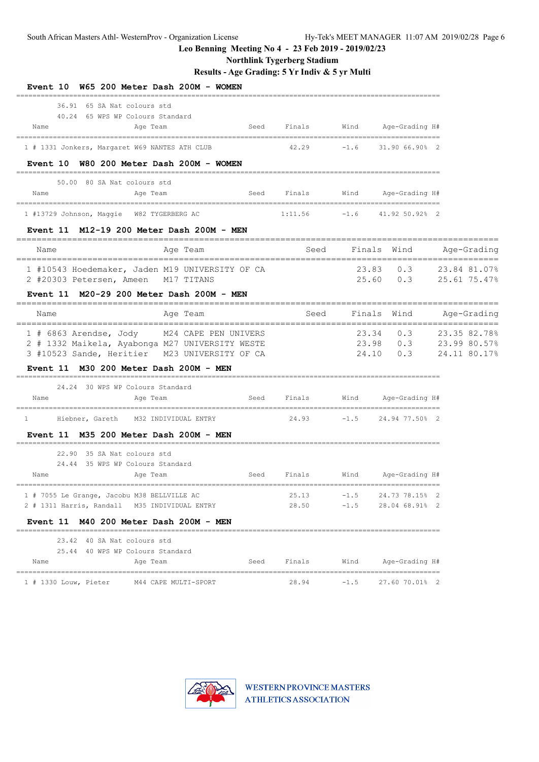Leo Benning Meeting No 4 - 23 Feb 2019 - 2019/02/23

Northlink Tygerberg Stadium

Results - Age Grading: 5 Yr Indiv & 5 yr Multi

### Event 10 W65 200 Meter Dash 200M - WOMEN

36.91 65 SA Nat colours std
40.24 65 WPS WP Colours Standard

| | Name | Age | Team | Seed | Finals | Wind | Age-Grading | | H# |
|---|---|---|---|---|---|---|---|---|---|
| 1 | # 1331 Jonkers, Margaret | W69 | NANTES ATH CLUB | | 42.29 | -1.6 | 31.90 | 66.90% | 2 |

### Event 10 W80 200 Meter Dash 200M - WOMEN

50.00 80 SA Nat colours std

| | Name | Age | Team | Seed | Finals | Wind | Age-Grading | | H# |
|---|---|---|---|---|---|---|---|---|---|
| 1 | #13729 Johnson, Maggie | W82 | TYGERBERG AC | | 1:11.56 | -1.6 | 41.92 | 50.92% | 2 |

### Event 11 M12-19 200 Meter Dash 200M - MEN

| | Name | Age | Team | Seed | Finals | Wind | Age-Grading | |
|---|---|---|---|---|---|---|---|---|
| 1 | #10543 Hoedemaker, Jaden | M19 | UNIVERSITY OF CA | | 23.83 | 0.3 | 23.84 | 81.07% |
| 2 | #20303 Petersen, Ameen | M17 | TITANS | | 25.60 | 0.3 | 25.61 | 75.47% |

### Event 11 M20-29 200 Meter Dash 200M - MEN

| | Name | Age | Team | Seed | Finals | Wind | Age-Grading | |
|---|---|---|---|---|---|---|---|---|
| 1 | # 6863 Arendse, Jody | M24 | CAPE PEN UNIVERS | | 23.34 | 0.3 | 23.35 | 82.78% |
| 2 | # 1332 Maikela, Ayabonga | M27 | UNIVERSITY WESTE | | 23.98 | 0.3 | 23.99 | 80.57% |
| 3 | #10523 Sande, Heritier | M23 | UNIVERSITY OF CA | | 24.10 | 0.3 | 24.11 | 80.17% |

### Event 11 M30 200 Meter Dash 200M - MEN

24.24 30 WPS WP Colours Standard

| | Name | Age | Team | Seed | Finals | Wind | Age-Grading | | H# |
|---|---|---|---|---|---|---|---|---|---|
| 1 | Hiebner, Gareth | M32 | INDIVIDUAL ENTRY | | 24.93 | -1.5 | 24.94 | 77.50% | 2 |

### Event 11 M35 200 Meter Dash 200M - MEN

22.90 35 SA Nat colours std
24.44 35 WPS WP Colours Standard

| | Name | Age | Team | Seed | Finals | Wind | Age-Grading | | H# |
|---|---|---|---|---|---|---|---|---|---|
| 1 | # 7055 Le Grange, Jacobu | M38 | BELLVILLE AC | | 25.13 | -1.5 | 24.73 | 78.15% | 2 |
| 2 | # 1311 Harris, Randall | M35 | INDIVIDUAL ENTRY | | 28.50 | -1.5 | 28.04 | 68.91% | 2 |

### Event 11 M40 200 Meter Dash 200M - MEN

23.42 40 SA Nat colours std
25.44 40 WPS WP Colours Standard

| | Name | Age | Team | Seed | Finals | Wind | Age-Grading | | H# |
|---|---|---|---|---|---|---|---|---|---|
| 1 | # 1330 Louw, Pieter | M44 | CAPE MULTI-SPORT | | 28.94 | -1.5 | 27.60 | 70.01% | 2 |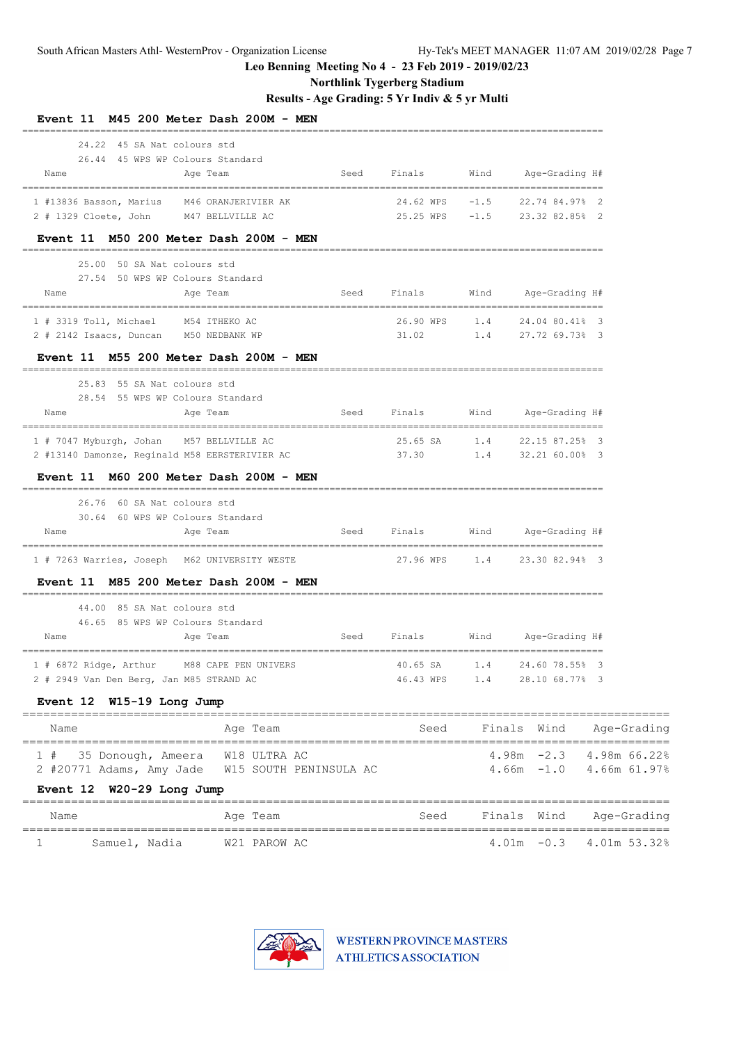Leo Benning Meeting No 4 - 23 Feb 2019 - 2019/02/23

Northlink Tygerberg Stadium

Results - Age Grading: 5 Yr Indiv & 5 yr Multi

## Event 11 M45 200 Meter Dash 200M - MEN

24.22 45 SA Nat colours std
26.44 45 WPS WP Colours Standard

| | Name | Age | Team | Seed | Finals | | Wind | Age-Grading | | H# |
|---|---|---|---|---|---|---|---|---|---|---|
| 1 | #13836 Basson, Marius | M46 | ORANJERIVIER AK | | 24.62 | WPS | -1.5 | 22.74 | 84.97% | 2 |
| 2 | # 1329 Cloete, John | M47 | BELLVILLE AC | | 25.25 | WPS | -1.5 | 23.32 | 82.85% | 2 |

## Event 11 M50 200 Meter Dash 200M - MEN

25.00 50 SA Nat colours std
27.54 50 WPS WP Colours Standard

| | Name | Age | Team | Seed | Finals | | Wind | Age-Grading | | H# |
|---|---|---|---|---|---|---|---|---|---|---|
| 1 | # 3319 Toll, Michael | M54 | ITHEKO AC | | 26.90 | WPS | 1.4 | 24.04 | 80.41% | 3 |
| 2 | # 2142 Isaacs, Duncan | M50 | NEDBANK WP | | 31.02 | | 1.4 | 27.72 | 69.73% | 3 |

## Event 11 M55 200 Meter Dash 200M - MEN

25.83 55 SA Nat colours std
28.54 55 WPS WP Colours Standard

| | Name | Age | Team | Seed | Finals | | Wind | Age-Grading | | H# |
|---|---|---|---|---|---|---|---|---|---|---|
| 1 | # 7047 Myburgh, Johan | M57 | BELLVILLE AC | | 25.65 | SA | 1.4 | 22.15 | 87.25% | 3 |
| 2 | #13140 Damonze, Reginald | M58 | EERSTERIVIER AC | | 37.30 | | 1.4 | 32.21 | 60.00% | 3 |

## Event 11 M60 200 Meter Dash 200M - MEN

26.76 60 SA Nat colours std
30.64 60 WPS WP Colours Standard

| | Name | Age | Team | Seed | Finals | | Wind | Age-Grading | | H# |
|---|---|---|---|---|---|---|---|---|---|---|
| 1 | # 7263 Warries, Joseph | M62 | UNIVERSITY WESTE | | 27.96 | WPS | 1.4 | 23.30 | 82.94% | 3 |

## Event 11 M85 200 Meter Dash 200M - MEN

44.00 85 SA Nat colours std
46.65 85 WPS WP Colours Standard

| | Name | Age | Team | Seed | Finals | | Wind | Age-Grading | | H# |
|---|---|---|---|---|---|---|---|---|---|---|
| 1 | # 6872 Ridge, Arthur | M88 | CAPE PEN UNIVERS | | 40.65 | SA | 1.4 | 24.60 | 78.55% | 3 |
| 2 | # 2949 Van Den Berg, Jan | M85 | STRAND AC | | 46.43 | WPS | 1.4 | 28.10 | 68.77% | 3 |

## Event 12 W15-19 Long Jump

| | Name | Age | Team | Seed | Finals | Wind | Age-Grading | |
|---|---|---|---|---|---|---|---|---|
| 1 | # 35 Donough, Ameera | W18 | ULTRA AC | | 4.98m | -2.3 | 4.98m | 66.22% |
| 2 | #20771 Adams, Amy Jade | W15 | SOUTH PENINSULA AC | | 4.66m | -1.0 | 4.66m | 61.97% |

## Event 12 W20-29 Long Jump

| | Name | Age | Team | Seed | Finals | Wind | Age-Grading | |
|---|---|---|---|---|---|---|---|---|
| 1 | Samuel, Nadia | W21 | PAROW AC | | 4.01m | -0.3 | 4.01m | 53.32% |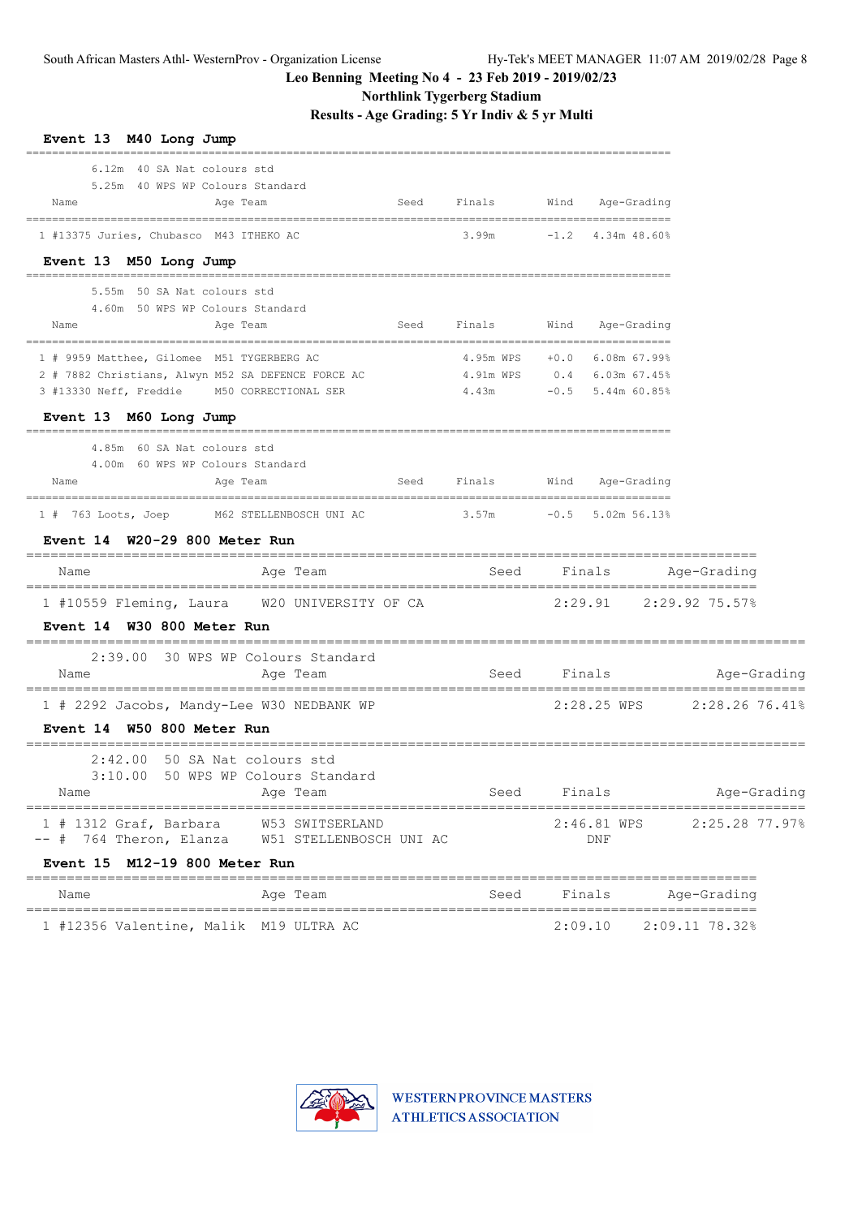South African Masters Athl- WesternProv - Organization License

Leo Benning Meeting No 4 - 23 Feb 2019 - 2019/02/23

Northlink Tygerberg Stadium

Results - Age Grading: 5 Yr Indiv & 5 yr Multi

### Event 13 M40 Long Jump

6.12m 40 SA Nat colours std
5.25m 40 WPS WP Colours Standard

| | Name | Age | Team | Seed | Finals | Wind | Age-Grading | |
|---|---|---|---|---|---|---|---|---|
| 1 | #13375 Juries, Chubasco | M43 | ITHEKO AC | | 3.99m | -1.2 | 4.34m | 48.60% |

### Event 13 M50 Long Jump

5.55m 50 SA Nat colours std
4.60m 50 WPS WP Colours Standard

| | Name | Age | Team | Seed | Finals | Wind | Age-Grading | |
|---|---|---|---|---|---|---|---|---|
| 1 | # 9959 Matthee, Gilomee | M51 | TYGERBERG AC | | 4.95m WPS | +0.0 | 6.08m | 67.99% |
| 2 | # 7882 Christians, Alwyn | M52 | SA DEFENCE FORCE AC | | 4.91m WPS | 0.4 | 6.03m | 67.45% |
| 3 | #13330 Neff, Freddie | M50 | CORRECTIONAL SER | | 4.43m | -0.5 | 5.44m | 60.85% |

### Event 13 M60 Long Jump

4.85m 60 SA Nat colours std
4.00m 60 WPS WP Colours Standard

| | Name | Age | Team | Seed | Finals | Wind | Age-Grading | |
|---|---|---|---|---|---|---|---|---|
| 1 | # 763 Loots, Joep | M62 | STELLENBOSCH UNI AC | | 3.57m | -0.5 | 5.02m | 56.13% |

### Event 14 W20-29 800 Meter Run

| | Name | Age | Team | Seed | Finals | Age-Grading | |
|---|---|---|---|---|---|---|---|
| 1 | #10559 Fleming, Laura | W20 | UNIVERSITY OF CA | | 2:29.91 | 2:29.92 | 75.57% |

### Event 14 W30 800 Meter Run

2:39.00 30 WPS WP Colours Standard

| | Name | Age | Team | Seed | Finals | Age-Grading | |
|---|---|---|---|---|---|---|---|
| 1 | # 2292 Jacobs, Mandy-Lee | W30 | NEDBANK WP | | 2:28.25 WPS | 2:28.26 | 76.41% |

### Event 14 W50 800 Meter Run

2:42.00 50 SA Nat colours std
3:10.00 50 WPS WP Colours Standard

| | Name | Age | Team | Seed | Finals | Age-Grading | |
|---|---|---|---|---|---|---|---|
| 1 | # 1312 Graf, Barbara | W53 | SWITSERLAND | | 2:46.81 WPS | 2:25.28 | 77.97% |
| -- | # 764 Theron, Elanza | W51 | STELLENBOSCH UNI AC | | DNF | | |

### Event 15 M12-19 800 Meter Run

| | Name | Age | Team | Seed | Finals | Age-Grading | |
|---|---|---|---|---|---|---|---|
| 1 | #12356 Valentine, Malik | M19 | ULTRA AC | | 2:09.10 | 2:09.11 | 78.32% |

WESTERN PROVINCE MASTERS ATHLETICS ASSOCIATION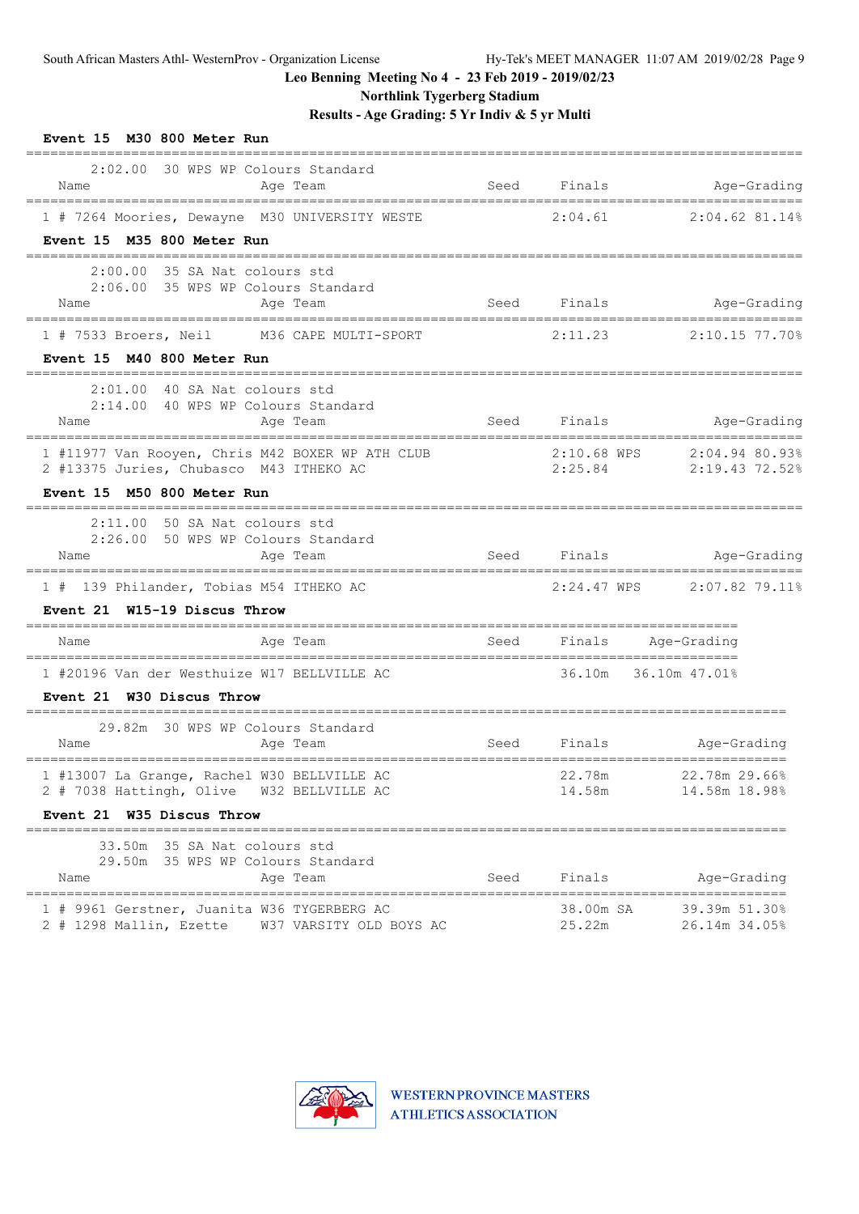## Leo Benning Meeting No 4 - 23 Feb 2019 - 2019/02/23

**Northlink Tygerberg Stadium**

**Results - Age Grading: 5 Yr Indiv & 5 yr Multi**

### Event 15 M30 800 Meter Run

2:02.00 30 WPS WP Colours Standard

| Name | Age | Team | Seed | Finals | Age-Grading |
|---|---|---|---|---|---|
| 1 # 7264 Moories, Dewayne | M30 | UNIVERSITY WESTE | | 2:04.61 | 2:04.62 81.14% |

### Event 15 M35 800 Meter Run

2:00.00 35 SA Nat colours std
2:06.00 35 WPS WP Colours Standard

| Name | Age | Team | Seed | Finals | Age-Grading |
|---|---|---|---|---|---|
| 1 # 7533 Broers, Neil | M36 | CAPE MULTI-SPORT | | 2:11.23 | 2:10.15 77.70% |

### Event 15 M40 800 Meter Run

2:01.00 40 SA Nat colours std
2:14.00 40 WPS WP Colours Standard

| Name | Age | Team | Seed | Finals | Age-Grading |
|---|---|---|---|---|---|
| 1 #11977 Van Rooyen, Chris | M42 | BOXER WP ATH CLUB | | 2:10.68 WPS | 2:04.94 80.93% |
| 2 #13375 Juries, Chubasco | M43 | ITHEKO AC | | 2:25.84 | 2:19.43 72.52% |

### Event 15 M50 800 Meter Run

2:11.00 50 SA Nat colours std
2:26.00 50 WPS WP Colours Standard

| Name | Age | Team | Seed | Finals | Age-Grading |
|---|---|---|---|---|---|
| 1 # 139 Philander, Tobias | M54 | ITHEKO AC | | 2:24.47 WPS | 2:07.82 79.11% |

### Event 21 W15-19 Discus Throw

| Name | Age | Team | Seed | Finals | Age-Grading |
|---|---|---|---|---|---|
| 1 #20196 Van der Westhuize | W17 | BELLVILLE AC | | 36.10m | 36.10m 47.01% |

### Event 21 W30 Discus Throw

29.82m 30 WPS WP Colours Standard

| Name | Age | Team | Seed | Finals | Age-Grading |
|---|---|---|---|---|---|
| 1 #13007 La Grange, Rachel | W30 | BELLVILLE AC | | 22.78m | 22.78m 29.66% |
| 2 # 7038 Hattingh, Olive | W32 | BELLVILLE AC | | 14.58m | 14.58m 18.98% |

### Event 21 W35 Discus Throw

33.50m 35 SA Nat colours std
29.50m 35 WPS WP Colours Standard

| Name | Age | Team | Seed | Finals | Age-Grading |
|---|---|---|---|---|---|
| 1 # 9961 Gerstner, Juanita | W36 | TYGERBERG AC | | 38.00m SA | 39.39m 51.30% |
| 2 # 1298 Mallin, Ezette | W37 | VARSITY OLD BOYS AC | | 25.22m | 26.14m 34.05% |

WESTERN PROVINCE MASTERS ATHLETICS ASSOCIATION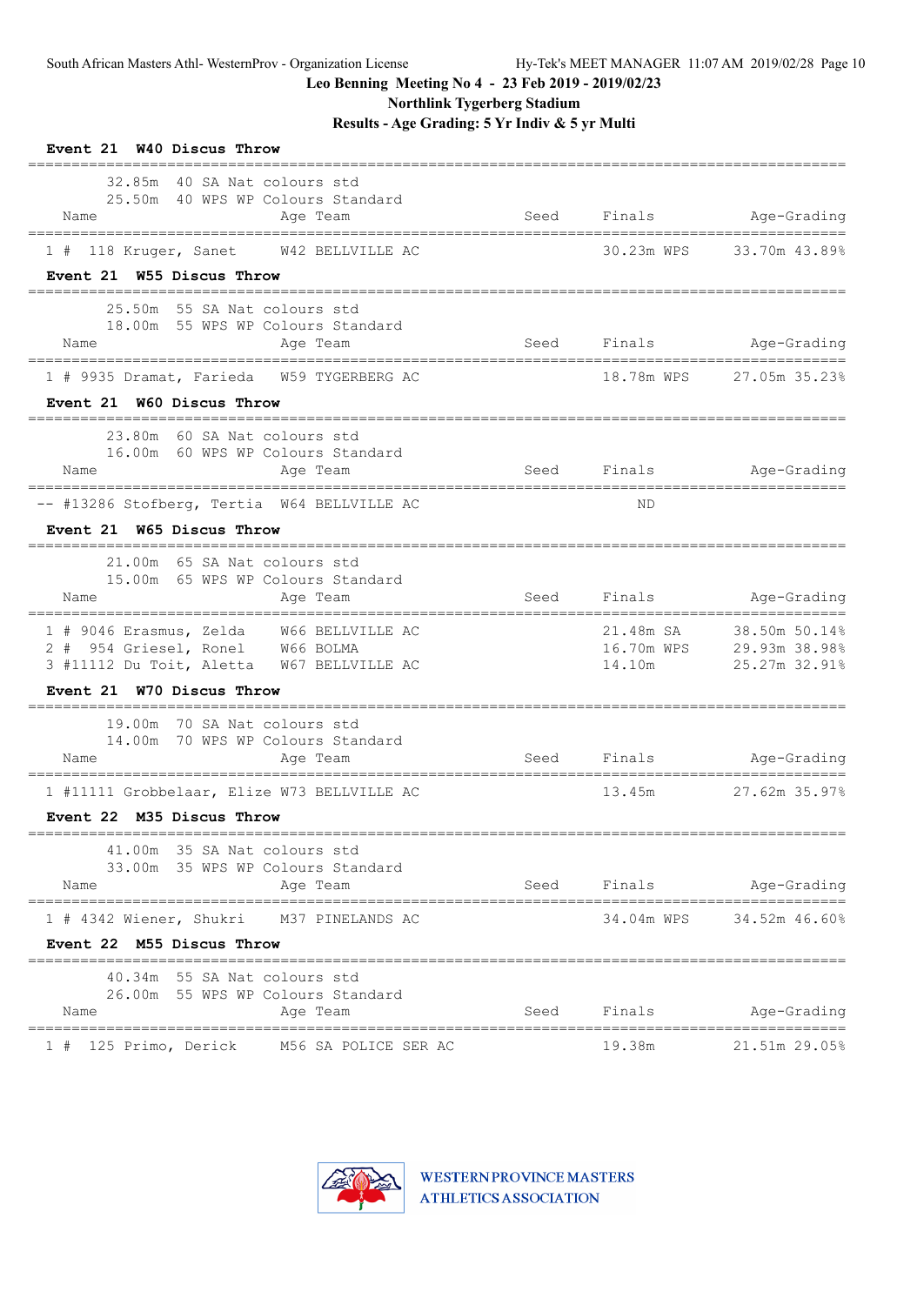Leo Benning Meeting No 4 - 23 Feb 2019 - 2019/02/23

Northlink Tygerberg Stadium

**Results - Age Grading: 5 Yr Indiv & 5 yr Multi**

**Event 21 W40 Discus Throw**

32.85m 40 SA Nat colours std
25.50m 40 WPS WP Colours Standard

| Name | Age | Team | Seed | Finals | Age-Grading |
|---|---|---|---|---|---|
| 1 # 118 Kruger, Sanet | W42 | BELLVILLE AC | | 30.23m WPS | 33.70m 43.89% |

**Event 21 W55 Discus Throw**

25.50m 55 SA Nat colours std
18.00m 55 WPS WP Colours Standard

| Name | Age | Team | Seed | Finals | Age-Grading |
|---|---|---|---|---|---|
| 1 # 9935 Dramat, Farieda | W59 | TYGERBERG AC | | 18.78m WPS | 27.05m 35.23% |

**Event 21 W60 Discus Throw**

23.80m 60 SA Nat colours std
16.00m 60 WPS WP Colours Standard

| Name | Age | Team | Seed | Finals | Age-Grading |
|---|---|---|---|---|---|
| -- #13286 Stofberg, Tertia | W64 | BELLVILLE AC | | ND | |

**Event 21 W65 Discus Throw**

21.00m 65 SA Nat colours std
15.00m 65 WPS WP Colours Standard

| Name | Age | Team | Seed | Finals | Age-Grading |
|---|---|---|---|---|---|
| 1 # 9046 Erasmus, Zelda | W66 | BELLVILLE AC | | 21.48m SA | 38.50m 50.14% |
| 2 # 954 Griesel, Ronel | W66 | BOLMA | | 16.70m WPS | 29.93m 38.98% |
| 3 #11112 Du Toit, Aletta | W67 | BELLVILLE AC | | 14.10m | 25.27m 32.91% |

**Event 21 W70 Discus Throw**

19.00m 70 SA Nat colours std
14.00m 70 WPS WP Colours Standard

| Name | Age | Team | Seed | Finals | Age-Grading |
|---|---|---|---|---|---|
| 1 #11111 Grobbelaar, Elize | W73 | BELLVILLE AC | | 13.45m | 27.62m 35.97% |

**Event 22 M35 Discus Throw**

41.00m 35 SA Nat colours std
33.00m 35 WPS WP Colours Standard

| Name | Age | Team | Seed | Finals | Age-Grading |
|---|---|---|---|---|---|
| 1 # 4342 Wiener, Shukri | M37 | PINELANDS AC | | 34.04m WPS | 34.52m 46.60% |

**Event 22 M55 Discus Throw**

40.34m 55 SA Nat colours std
26.00m 55 WPS WP Colours Standard

| Name | Age | Team | Seed | Finals | Age-Grading |
|---|---|---|---|---|---|
| 1 # 125 Primo, Derick | M56 | SA POLICE SER AC | | 19.38m | 21.51m 29.05% |

WESTERN PROVINCE MASTERS ATHLETICS ASSOCIATION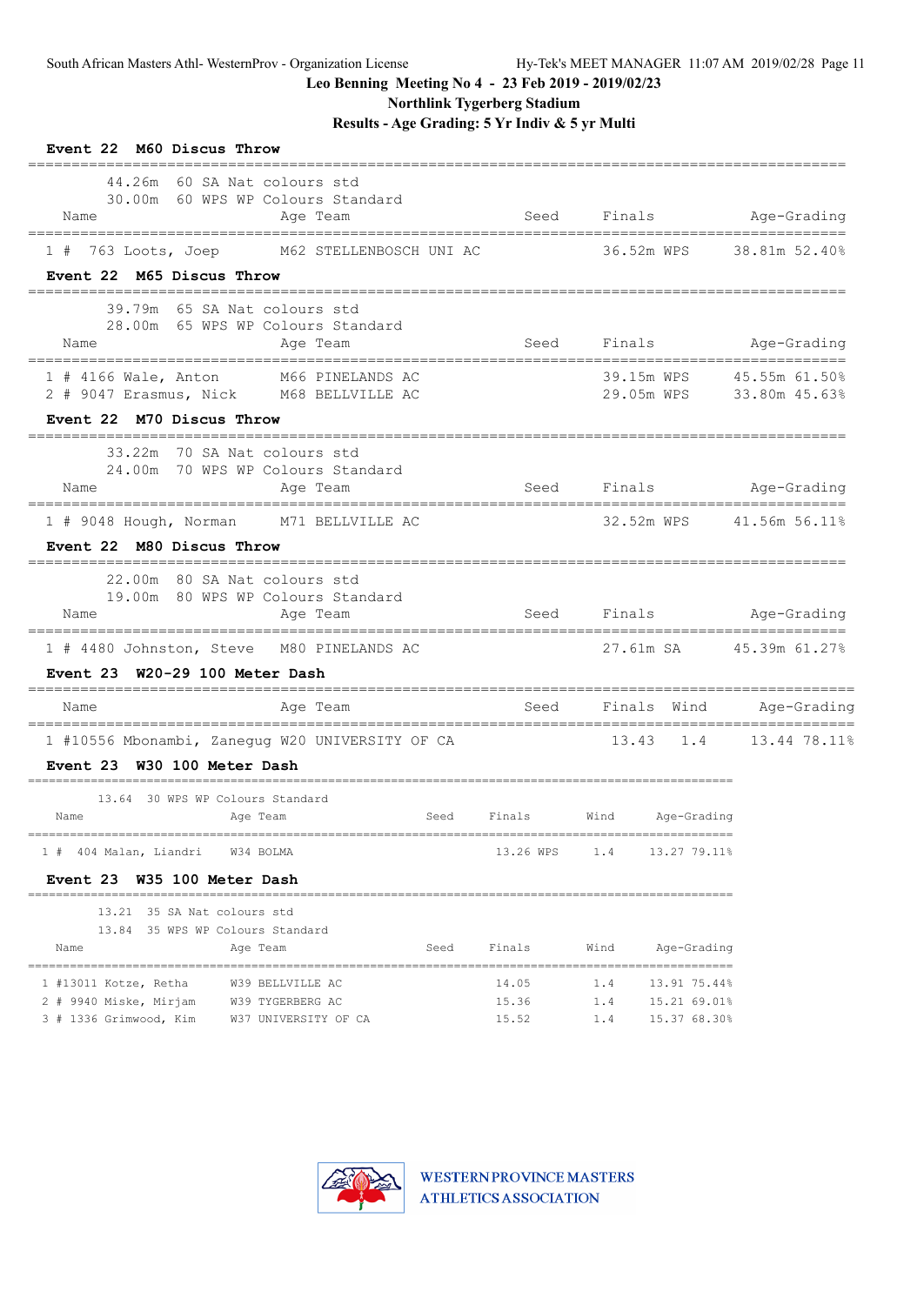Leo Benning Meeting No 4 - 23 Feb 2019 - 2019/02/23

Northlink Tygerberg Stadium

**Results - Age Grading: 5 Yr Indiv & 5 yr Multi**

### Event 22 M60 Discus Throw

44.26m 60 SA Nat colours std
30.00m 60 WPS WP Colours Standard

| | Name | Age | Team | Seed | Finals | | Age-Grading | |
|---|---|---|---|---|---|---|---|---|
| 1 # | 763 Loots, Joep | M62 | STELLENBOSCH UNI AC | | 36.52m | WPS | 38.81m | 52.40% |

### Event 22 M65 Discus Throw

39.79m 65 SA Nat colours std
28.00m 65 WPS WP Colours Standard

| | Name | Age | Team | Seed | Finals | | Age-Grading | |
|---|---|---|---|---|---|---|---|---|
| 1 # | 4166 Wale, Anton | M66 | PINELANDS AC | | 39.15m | WPS | 45.55m | 61.50% |
| 2 # | 9047 Erasmus, Nick | M68 | BELLVILLE AC | | 29.05m | WPS | 33.80m | 45.63% |

### Event 22 M70 Discus Throw

33.22m 70 SA Nat colours std
24.00m 70 WPS WP Colours Standard

| | Name | Age | Team | Seed | Finals | | Age-Grading | |
|---|---|---|---|---|---|---|---|---|
| 1 # | 9048 Hough, Norman | M71 | BELLVILLE AC | | 32.52m | WPS | 41.56m | 56.11% |

### Event 22 M80 Discus Throw

22.00m 80 SA Nat colours std
19.00m 80 WPS WP Colours Standard

| | Name | Age | Team | Seed | Finals | | Age-Grading | |
|---|---|---|---|---|---|---|---|---|
| 1 # | 4480 Johnston, Steve | M80 | PINELANDS AC | | 27.61m | SA | 45.39m | 61.27% |

### Event 23 W20-29 100 Meter Dash

| | Name | Age | Team | Seed | Finals | Wind | Age-Grading | |
|---|---|---|---|---|---|---|---|---|
| 1 # | 10556 Mbonambi, Zanegug | W20 | UNIVERSITY OF CA | | 13.43 | 1.4 | 13.44 | 78.11% |

### Event 23 W30 100 Meter Dash

13.64 30 WPS WP Colours Standard

| | Name | Age | Team | Seed | Finals | | Wind | Age-Grading | |
|---|---|---|---|---|---|---|---|---|---|
| 1 # | 404 Malan, Liandri | W34 | BOLMA | | 13.26 | WPS | 1.4 | 13.27 | 79.11% |

### Event 23 W35 100 Meter Dash

13.21 35 SA Nat colours std
13.84 35 WPS WP Colours Standard

| | Name | Age | Team | Seed | Finals | Wind | Age-Grading | |
|---|---|---|---|---|---|---|---|---|
| 1 # | 13011 Kotze, Retha | W39 | BELLVILLE AC | | 14.05 | 1.4 | 13.91 | 75.44% |
| 2 # | 9940 Miske, Mirjam | W39 | TYGERBERG AC | | 15.36 | 1.4 | 15.21 | 69.01% |
| 3 # | 1336 Grimwood, Kim | W37 | UNIVERSITY OF CA | | 15.52 | 1.4 | 15.37 | 68.30% |

WESTERN PROVINCE MASTERS ATHLETICS ASSOCIATION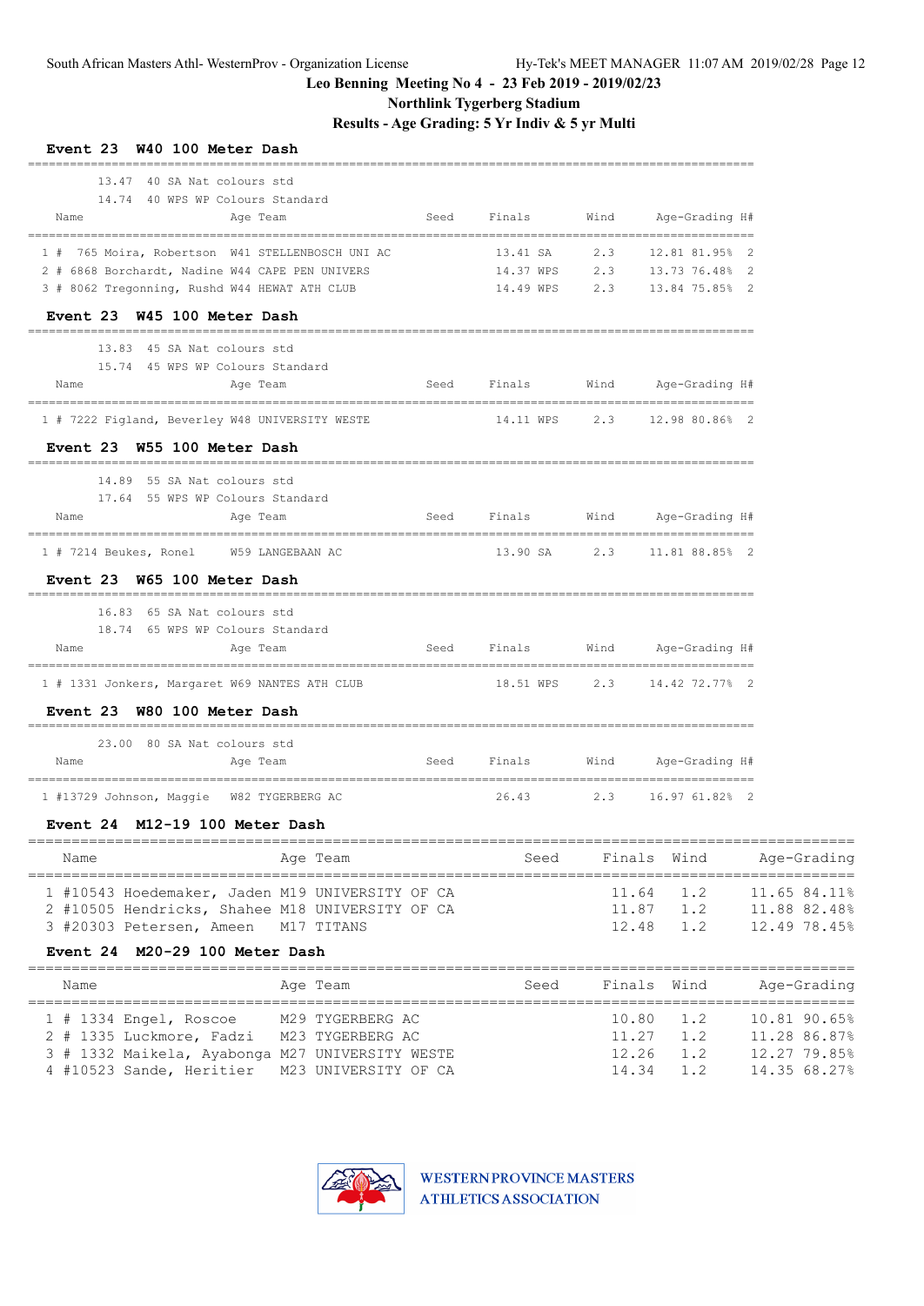Leo Benning Meeting No 4 - 23 Feb 2019 - 2019/02/23

Northlink Tygerberg Stadium

Results - Age Grading: 5 Yr Indiv & 5 yr Multi

### Event 23 W40 100 Meter Dash

13.47 40 SA Nat colours std
14.74 40 WPS WP Colours Standard

| Name | Age | Team | Seed | Finals | Wind | Age-Grading | H# |
|---|---|---|---|---|---|---|---|
| 1 # 765 Moira, Robertson | W41 | STELLENBOSCH UNI AC | | 13.41 SA | 2.3 | 12.81 81.95% | 2 |
| 2 # 6868 Borchardt, Nadine | W44 | CAPE PEN UNIVERS | | 14.37 WPS | 2.3 | 13.73 76.48% | 2 |
| 3 # 8062 Tregonning, Rushd | W44 | HEWAT ATH CLUB | | 14.49 WPS | 2.3 | 13.84 75.85% | 2 |

### Event 23 W45 100 Meter Dash

13.83 45 SA Nat colours std
15.74 45 WPS WP Colours Standard

| Name | Age | Team | Seed | Finals | Wind | Age-Grading | H# |
|---|---|---|---|---|---|---|---|
| 1 # 7222 Figland, Beverley | W48 | UNIVERSITY WESTE | | 14.11 WPS | 2.3 | 12.98 80.86% | 2 |

### Event 23 W55 100 Meter Dash

14.89 55 SA Nat colours std
17.64 55 WPS WP Colours Standard

| Name | Age | Team | Seed | Finals | Wind | Age-Grading | H# |
|---|---|---|---|---|---|---|---|
| 1 # 7214 Beukes, Ronel | W59 | LANGEBAAN AC | | 13.90 SA | 2.3 | 11.81 88.85% | 2 |

### Event 23 W65 100 Meter Dash

16.83 65 SA Nat colours std
18.74 65 WPS WP Colours Standard

| Name | Age | Team | Seed | Finals | Wind | Age-Grading | H# |
|---|---|---|---|---|---|---|---|
| 1 # 1331 Jonkers, Margaret | W69 | NANTES ATH CLUB | | 18.51 WPS | 2.3 | 14.42 72.77% | 2 |

### Event 23 W80 100 Meter Dash

23.00 80 SA Nat colours std

| Name | Age | Team | Seed | Finals | Wind | Age-Grading | H# |
|---|---|---|---|---|---|---|---|
| 1 #13729 Johnson, Maggie | W82 | TYGERBERG AC | | 26.43 | 2.3 | 16.97 61.82% | 2 |

### Event 24 M12-19 100 Meter Dash

| Name | Age | Team | Seed | Finals | Wind | Age-Grading |
|---|---|---|---|---|---|---|
| 1 #10543 Hoedemaker, Jaden | M19 | UNIVERSITY OF CA | | 11.64 | 1.2 | 11.65 84.11% |
| 2 #10505 Hendricks, Shahee | M18 | UNIVERSITY OF CA | | 11.87 | 1.2 | 11.88 82.48% |
| 3 #20303 Petersen, Ameen | M17 | TITANS | | 12.48 | 1.2 | 12.49 78.45% |

### Event 24 M20-29 100 Meter Dash

| Name | Age | Team | Seed | Finals | Wind | Age-Grading |
|---|---|---|---|---|---|---|
| 1 # 1334 Engel, Roscoe | M29 | TYGERBERG AC | | 10.80 | 1.2 | 10.81 90.65% |
| 2 # 1335 Luckmore, Fadzi | M23 | TYGERBERG AC | | 11.27 | 1.2 | 11.28 86.87% |
| 3 # 1332 Maikela, Ayabonga | M27 | UNIVERSITY WESTE | | 12.26 | 1.2 | 12.27 79.85% |
| 4 #10523 Sande, Heritier | M23 | UNIVERSITY OF CA | | 14.34 | 1.2 | 14.35 68.27% |

WESTERN PROVINCE MASTERS ATHLETICS ASSOCIATION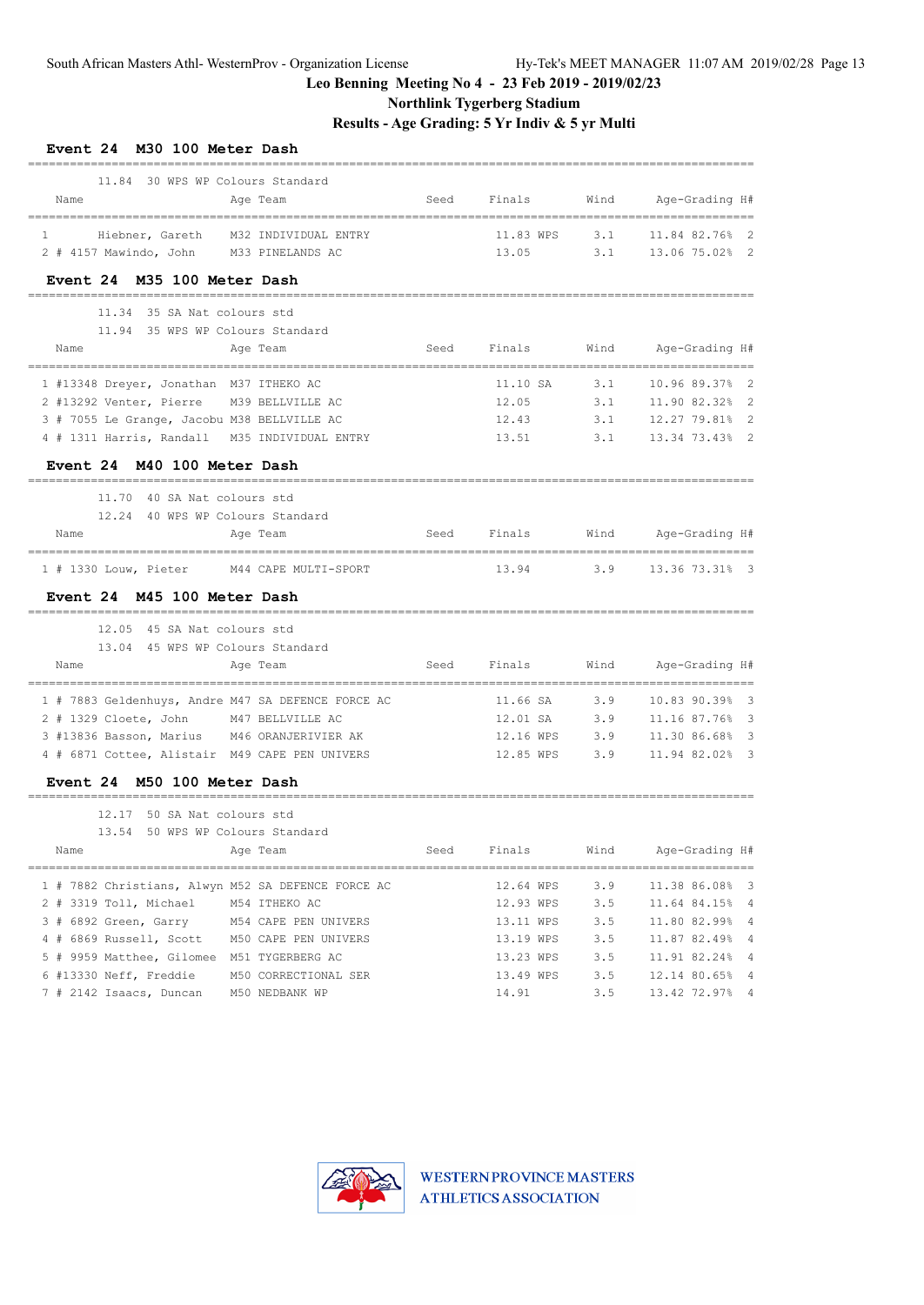## Leo Benning Meeting No 4 - 23 Feb 2019 - 2019/02/23

### Northlink Tygerberg Stadium

### Results - Age Grading: 5 Yr Indiv & 5 yr Multi

#### Event 24 M30 100 Meter Dash

11.84 30 WPS WP Colours Standard

| Name | Age | Team | Seed | Finals | Wind | Age-Grading | H# |
|---|---|---|---|---|---|---|---|
| 1 Hiebner, Gareth | M32 | INDIVIDUAL ENTRY | | 11.83 WPS | 3.1 | 11.84 82.76% | 2 |
| 2 # 4157 Mawindo, John | M33 | PINELANDS AC | | 13.05 | 3.1 | 13.06 75.02% | 2 |

#### Event 24 M35 100 Meter Dash

11.34 35 SA Nat colours std
11.94 35 WPS WP Colours Standard

| Name | Age | Team | Seed | Finals | Wind | Age-Grading | H# |
|---|---|---|---|---|---|---|---|
| 1 #13348 Dreyer, Jonathan | M37 | ITHEKO AC | | 11.10 SA | 3.1 | 10.96 89.37% | 2 |
| 2 #13292 Venter, Pierre | M39 | BELLVILLE AC | | 12.05 | 3.1 | 11.90 82.32% | 2 |
| 3 # 7055 Le Grange, Jacobu | M38 | BELLVILLE AC | | 12.43 | 3.1 | 12.27 79.81% | 2 |
| 4 # 1311 Harris, Randall | M35 | INDIVIDUAL ENTRY | | 13.51 | 3.1 | 13.34 73.43% | 2 |

#### Event 24 M40 100 Meter Dash

11.70 40 SA Nat colours std
12.24 40 WPS WP Colours Standard

| Name | Age | Team | Seed | Finals | Wind | Age-Grading | H# |
|---|---|---|---|---|---|---|---|
| 1 # 1330 Louw, Pieter | M44 | CAPE MULTI-SPORT | | 13.94 | 3.9 | 13.36 73.31% | 3 |

#### Event 24 M45 100 Meter Dash

12.05 45 SA Nat colours std
13.04 45 WPS WP Colours Standard

| Name | Age | Team | Seed | Finals | Wind | Age-Grading | H# |
|---|---|---|---|---|---|---|---|
| 1 # 7883 Geldenhuys, Andre | M47 | SA DEFENCE FORCE AC | | 11.66 SA | 3.9 | 10.83 90.39% | 3 |
| 2 # 1329 Cloete, John | M47 | BELLVILLE AC | | 12.01 SA | 3.9 | 11.16 87.76% | 3 |
| 3 #13836 Basson, Marius | M46 | ORANJERIVIER AK | | 12.16 WPS | 3.9 | 11.30 86.68% | 3 |
| 4 # 6871 Cottee, Alistair | M49 | CAPE PEN UNIVERS | | 12.85 WPS | 3.9 | 11.94 82.02% | 3 |

#### Event 24 M50 100 Meter Dash

12.17 50 SA Nat colours std
13.54 50 WPS WP Colours Standard

| Name | Age | Team | Seed | Finals | Wind | Age-Grading | H# |
|---|---|---|---|---|---|---|---|
| 1 # 7882 Christians, Alwyn | M52 | SA DEFENCE FORCE AC | | 12.64 WPS | 3.9 | 11.38 86.08% | 3 |
| 2 # 3319 Toll, Michael | M54 | ITHEKO AC | | 12.93 WPS | 3.5 | 11.64 84.15% | 4 |
| 3 # 6892 Green, Garry | M54 | CAPE PEN UNIVERS | | 13.11 WPS | 3.5 | 11.80 82.99% | 4 |
| 4 # 6869 Russell, Scott | M50 | CAPE PEN UNIVERS | | 13.19 WPS | 3.5 | 11.87 82.49% | 4 |
| 5 # 9959 Matthee, Gilomee | M51 | TYGERBERG AC | | 13.23 WPS | 3.5 | 11.91 82.24% | 4 |
| 6 #13330 Neff, Freddie | M50 | CORRECTIONAL SER | | 13.49 WPS | 3.5 | 12.14 80.65% | 4 |
| 7 # 2142 Isaacs, Duncan | M50 | NEDBANK WP | | 14.91 | 3.5 | 13.42 72.97% | 4 |

WESTERN PROVINCE MASTERS ATHLETICS ASSOCIATION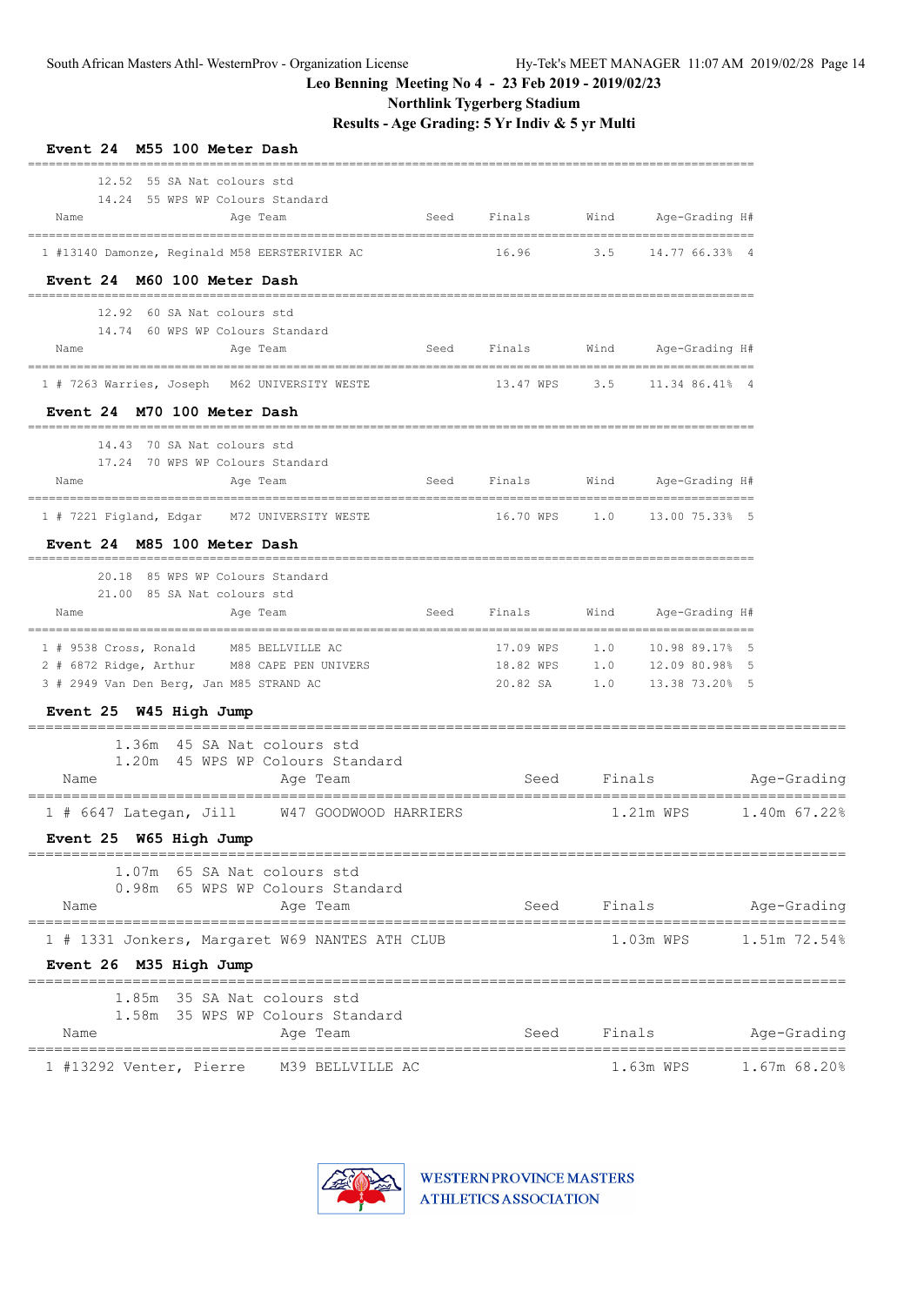# Leo Benning Meeting No 4 - 23 Feb 2019 - 2019/02/23

## Northlink Tygerberg Stadium

### Results - Age Grading: 5 Yr Indiv & 5 yr Multi

**Event 24 M55 100 Meter Dash**

12.52 55 SA Nat colours std
14.24 55 WPS WP Colours Standard

| Place | Name | Age | Team | Seed | Finals | Wind | Age-Grading | | H# |
|---|---|---|---|---|---|---|---|---|---|
| 1 | #13140 Damonze, Reginald | M58 | EERSTERIVIER AC | | 16.96 | 3.5 | 14.77 | 66.33% | 4 |

**Event 24 M60 100 Meter Dash**

12.92 60 SA Nat colours std
14.74 60 WPS WP Colours Standard

| Place | Name | Age | Team | Seed | Finals | Wind | Age-Grading | | H# |
|---|---|---|---|---|---|---|---|---|---|
| 1 | # 7263 Warries, Joseph | M62 | UNIVERSITY WESTE | | 13.47 WPS | 3.5 | 11.34 | 86.41% | 4 |

**Event 24 M70 100 Meter Dash**

14.43 70 SA Nat colours std
17.24 70 WPS WP Colours Standard

| Place | Name | Age | Team | Seed | Finals | Wind | Age-Grading | | H# |
|---|---|---|---|---|---|---|---|---|---|
| 1 | # 7221 Figland, Edgar | M72 | UNIVERSITY WESTE | | 16.70 WPS | 1.0 | 13.00 | 75.33% | 5 |

**Event 24 M85 100 Meter Dash**

20.18 85 WPS WP Colours Standard
21.00 85 SA Nat colours std

| Place | Name | Age | Team | Seed | Finals | Wind | Age-Grading | | H# |
|---|---|---|---|---|---|---|---|---|---|
| 1 | # 9538 Cross, Ronald | M85 | BELLVILLE AC | | 17.09 WPS | 1.0 | 10.98 | 89.17% | 5 |
| 2 | # 6872 Ridge, Arthur | M88 | CAPE PEN UNIVERS | | 18.82 WPS | 1.0 | 12.09 | 80.98% | 5 |
| 3 | # 2949 Van Den Berg, Jan | M85 | STRAND AC | | 20.82 SA | 1.0 | 13.38 | 73.20% | 5 |

**Event 25 W45 High Jump**

1.36m 45 SA Nat colours std
1.20m 45 WPS WP Colours Standard

| Place | Name | Age | Team | Seed | Finals | Age-Grading | |
|---|---|---|---|---|---|---|---|
| 1 | # 6647 Lategan, Jill | W47 | GOODWOOD HARRIERS | | 1.21m WPS | 1.40m | 67.22% |

**Event 25 W65 High Jump**

1.07m 65 SA Nat colours std
0.98m 65 WPS WP Colours Standard

| Place | Name | Age | Team | Seed | Finals | Age-Grading | |
|---|---|---|---|---|---|---|---|
| 1 | # 1331 Jonkers, Margaret | W69 | NANTES ATH CLUB | | 1.03m WPS | 1.51m | 72.54% |

**Event 26 M35 High Jump**

1.85m 35 SA Nat colours std
1.58m 35 WPS WP Colours Standard

| Place | Name | Age | Team | Seed | Finals | Age-Grading | |
|---|---|---|---|---|---|---|---|
| 1 | #13292 Venter, Pierre | M39 | BELLVILLE AC | | 1.63m WPS | 1.67m | 68.20% |

WESTERN PROVINCE MASTERS ATHLETICS ASSOCIATION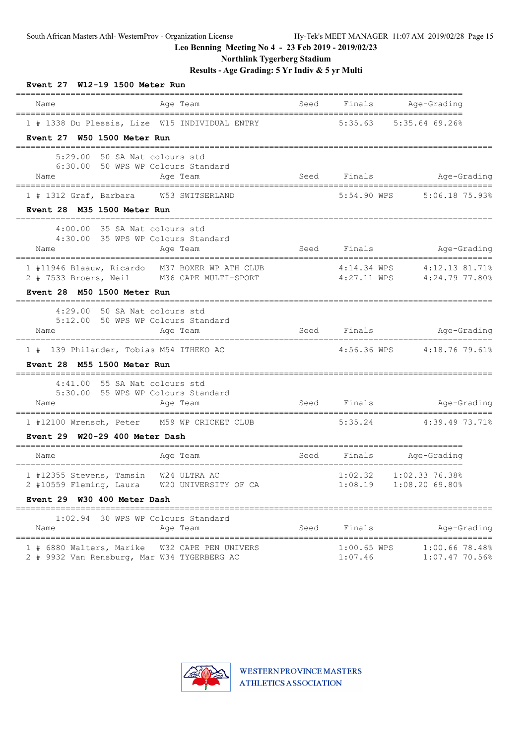Leo Benning Meeting No 4 - 23 Feb 2019 - 2019/02/23

Northlink Tygerberg Stadium

Results - Age Grading: 5 Yr Indiv & 5 yr Multi

**Event 27 W12-19 1500 Meter Run**

| | Name | Age | Team | Seed | Finals | Age-Grading |
|---|---|---|---|---|---|---|
| 1 | # 1338 Du Plessis, Lize | W15 | INDIVIDUAL ENTRY | | 5:35.63 | 5:35.64 69.26% |

**Event 27 W50 1500 Meter Run**

5:29.00 50 SA Nat colours std
6:30.00 50 WPS WP Colours Standard

| | Name | Age | Team | Seed | Finals | Age-Grading |
|---|---|---|---|---|---|---|
| 1 | # 1312 Graf, Barbara | W53 | SWITSERLAND | | 5:54.90 WPS | 5:06.18 75.93% |

**Event 28 M35 1500 Meter Run**

4:00.00 35 SA Nat colours std
4:30.00 35 WPS WP Colours Standard

| | Name | Age | Team | Seed | Finals | Age-Grading |
|---|---|---|---|---|---|---|
| 1 | #11946 Blaauw, Ricardo | M37 | BOXER WP ATH CLUB | | 4:14.34 WPS | 4:12.13 81.71% |
| 2 | # 7533 Broers, Neil | M36 | CAPE MULTI-SPORT | | 4:27.11 WPS | 4:24.79 77.80% |

**Event 28 M50 1500 Meter Run**

4:29.00 50 SA Nat colours std
5:12.00 50 WPS WP Colours Standard

| | Name | Age | Team | Seed | Finals | Age-Grading |
|---|---|---|---|---|---|---|
| 1 | # 139 Philander, Tobias | M54 | ITHEKO AC | | 4:56.36 WPS | 4:18.76 79.61% |

**Event 28 M55 1500 Meter Run**

4:41.00 55 SA Nat colours std
5:30.00 55 WPS WP Colours Standard

| | Name | Age | Team | Seed | Finals | Age-Grading |
|---|---|---|---|---|---|---|
| 1 | #12100 Wrensch, Peter | M59 | WP CRICKET CLUB | | 5:35.24 | 4:39.49 73.71% |

**Event 29 W20-29 400 Meter Dash**

| | Name | Age | Team | Seed | Finals | Age-Grading |
|---|---|---|---|---|---|---|
| 1 | #12355 Stevens, Tamsin | W24 | ULTRA AC | | 1:02.32 | 1:02.33 76.38% |
| 2 | #10559 Fleming, Laura | W20 | UNIVERSITY OF CA | | 1:08.19 | 1:08.20 69.80% |

**Event 29 W30 400 Meter Dash**

1:02.94 30 WPS WP Colours Standard

| | Name | Age | Team | Seed | Finals | Age-Grading |
|---|---|---|---|---|---|---|
| 1 | # 6880 Walters, Marike | W32 | CAPE PEN UNIVERS | | 1:00.65 WPS | 1:00.66 78.48% |
| 2 | # 9932 Van Rensburg, Mar | W34 | TYGERBERG AC | | 1:07.46 | 1:07.47 70.56% |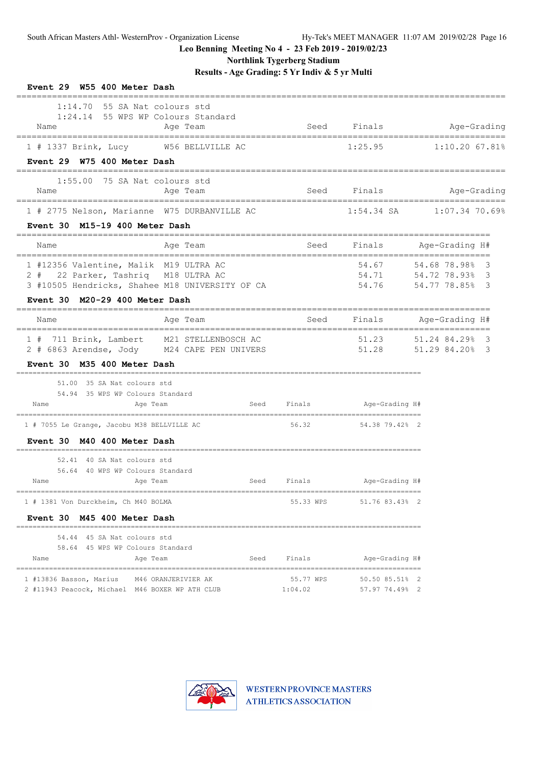Leo Benning Meeting No 4 - 23 Feb 2019 - 2019/02/23

Northlink Tygerberg Stadium

Results - Age Grading: 5 Yr Indiv & 5 yr Multi

**Event 29 W55 400 Meter Dash**

1:14.70 55 SA Nat colours std
1:24.14 55 WPS WP Colours Standard

| | Name | Age | Team | Seed | Finals | Age-Grading | |
|---|---|---|---|---|---|---|---|
| 1 | # 1337 Brink, Lucy | W56 | BELLVILLE AC | | 1:25.95 | 1:10.20 | 67.81% |

**Event 29 W75 400 Meter Dash**

1:55.00 75 SA Nat colours std

| | Name | Age | Team | Seed | Finals | Age-Grading | |
|---|---|---|---|---|---|---|---|
| 1 | # 2775 Nelson, Marianne | W75 | DURBANVILLE AC | | 1:54.34 SA | 1:07.34 | 70.69% |

**Event 30 M15-19 400 Meter Dash**

| | Name | Age | Team | Seed | Finals | Age-Grading | | H# |
|---|---|---|---|---|---|---|---|---|
| 1 | #12356 Valentine, Malik | M19 | ULTRA AC | | 54.67 | 54.68 | 78.98% | 3 |
| 2 | # 22 Parker, Tashriq | M18 | ULTRA AC | | 54.71 | 54.72 | 78.93% | 3 |
| 3 | #10505 Hendricks, Shahee | M18 | UNIVERSITY OF CA | | 54.76 | 54.77 | 78.85% | 3 |

**Event 30 M20-29 400 Meter Dash**

| | Name | Age | Team | Seed | Finals | Age-Grading | | H# |
|---|---|---|---|---|---|---|---|---|
| 1 | # 711 Brink, Lambert | M21 | STELLENBOSCH AC | | 51.23 | 51.24 | 84.29% | 3 |
| 2 | # 6863 Arendse, Jody | M24 | CAPE PEN UNIVERS | | 51.28 | 51.29 | 84.20% | 3 |

**Event 30 M35 400 Meter Dash**

51.00 35 SA Nat colours std
54.94 35 WPS WP Colours Standard

| | Name | Age | Team | Seed | Finals | Age-Grading | | H# |
|---|---|---|---|---|---|---|---|---|
| 1 | # 7055 Le Grange, Jacobu | M38 | BELLVILLE AC | | 56.32 | 54.38 | 79.42% | 2 |

**Event 30 M40 400 Meter Dash**

52.41 40 SA Nat colours std
56.64 40 WPS WP Colours Standard

| | Name | Age | Team | Seed | Finals | Age-Grading | | H# |
|---|---|---|---|---|---|---|---|---|
| 1 | # 1381 Von Durckheim, Ch | M40 | BOLMA | | 55.33 WPS | 51.76 | 83.43% | 2 |

**Event 30 M45 400 Meter Dash**

54.44 45 SA Nat colours std
58.64 45 WPS WP Colours Standard

| | Name | Age | Team | Seed | Finals | Age-Grading | | H# |
|---|---|---|---|---|---|---|---|---|
| 1 | #13836 Basson, Marius | M46 | ORANJERIVIER AK | | 55.77 WPS | 50.50 | 85.51% | 2 |
| 2 | #11943 Peacock, Michael | M46 | BOXER WP ATH CLUB | | 1:04.02 | 57.97 | 74.49% | 2 |

WESTERN PROVINCE MASTERS ATHLETICS ASSOCIATION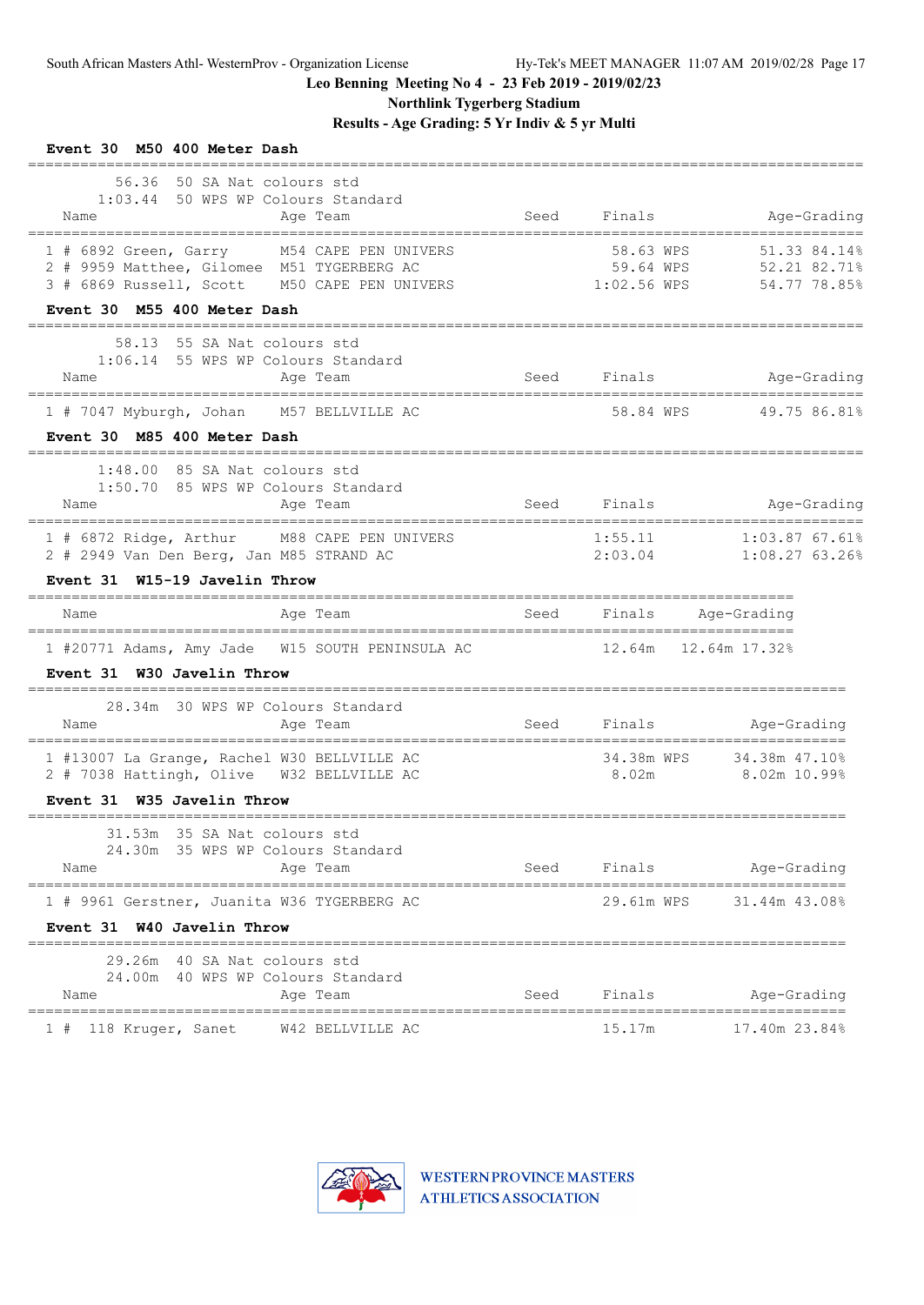Leo Benning Meeting No 4 - 23 Feb 2019 - 2019/02/23

**Northlink Tygerberg Stadium**

**Results - Age Grading: 5 Yr Indiv & 5 yr Multi**

### Event 30 M50 400 Meter Dash

56.36 50 SA Nat colours std
1:03.44 50 WPS WP Colours Standard

| Place | Name | Age | Team | Seed | Finals | Age-Grading | |
|---|---|---|---|---|---|---|---|
| 1 | # 6892 Green, Garry | M54 | CAPE PEN UNIVERS | | 58.63 WPS | 51.33 | 84.14% |
| 2 | # 9959 Matthee, Gilomee | M51 | TYGERBERG AC | | 59.64 WPS | 52.21 | 82.71% |
| 3 | # 6869 Russell, Scott | M50 | CAPE PEN UNIVERS | | 1:02.56 WPS | 54.77 | 78.85% |

### Event 30 M55 400 Meter Dash

58.13 55 SA Nat colours std
1:06.14 55 WPS WP Colours Standard

| Place | Name | Age | Team | Seed | Finals | Age-Grading | |
|---|---|---|---|---|---|---|---|
| 1 | # 7047 Myburgh, Johan | M57 | BELLVILLE AC | | 58.84 WPS | 49.75 | 86.81% |

### Event 30 M85 400 Meter Dash

1:48.00 85 SA Nat colours std
1:50.70 85 WPS WP Colours Standard

| Place | Name | Age | Team | Seed | Finals | Age-Grading | |
|---|---|---|---|---|---|---|---|
| 1 | # 6872 Ridge, Arthur | M88 | CAPE PEN UNIVERS | | 1:55.11 | 1:03.87 | 67.61% |
| 2 | # 2949 Van Den Berg, Jan | M85 | STRAND AC | | 2:03.04 | 1:08.27 | 63.26% |

### Event 31 W15-19 Javelin Throw

| Place | Name | Age | Team | Seed | Finals | Age-Grading | |
|---|---|---|---|---|---|---|---|
| 1 | #20771 Adams, Amy Jade | W15 | SOUTH PENINSULA AC | | 12.64m | 12.64m | 17.32% |

### Event 31 W30 Javelin Throw

28.34m 30 WPS WP Colours Standard

| Place | Name | Age | Team | Seed | Finals | Age-Grading | |
|---|---|---|---|---|---|---|---|
| 1 | #13007 La Grange, Rachel | W30 | BELLVILLE AC | | 34.38m WPS | 34.38m | 47.10% |
| 2 | # 7038 Hattingh, Olive | W32 | BELLVILLE AC | | 8.02m | 8.02m | 10.99% |

### Event 31 W35 Javelin Throw

31.53m 35 SA Nat colours std
24.30m 35 WPS WP Colours Standard

| Place | Name | Age | Team | Seed | Finals | Age-Grading | |
|---|---|---|---|---|---|---|---|
| 1 | # 9961 Gerstner, Juanita | W36 | TYGERBERG AC | | 29.61m WPS | 31.44m | 43.08% |

### Event 31 W40 Javelin Throw

29.26m 40 SA Nat colours std
24.00m 40 WPS WP Colours Standard

| Place | Name | Age | Team | Seed | Finals | Age-Grading | |
|---|---|---|---|---|---|---|---|
| 1 | # 118 Kruger, Sanet | W42 | BELLVILLE AC | | 15.17m | 17.40m | 23.84% |

WESTERN PROVINCE MASTERS ATHLETICS ASSOCIATION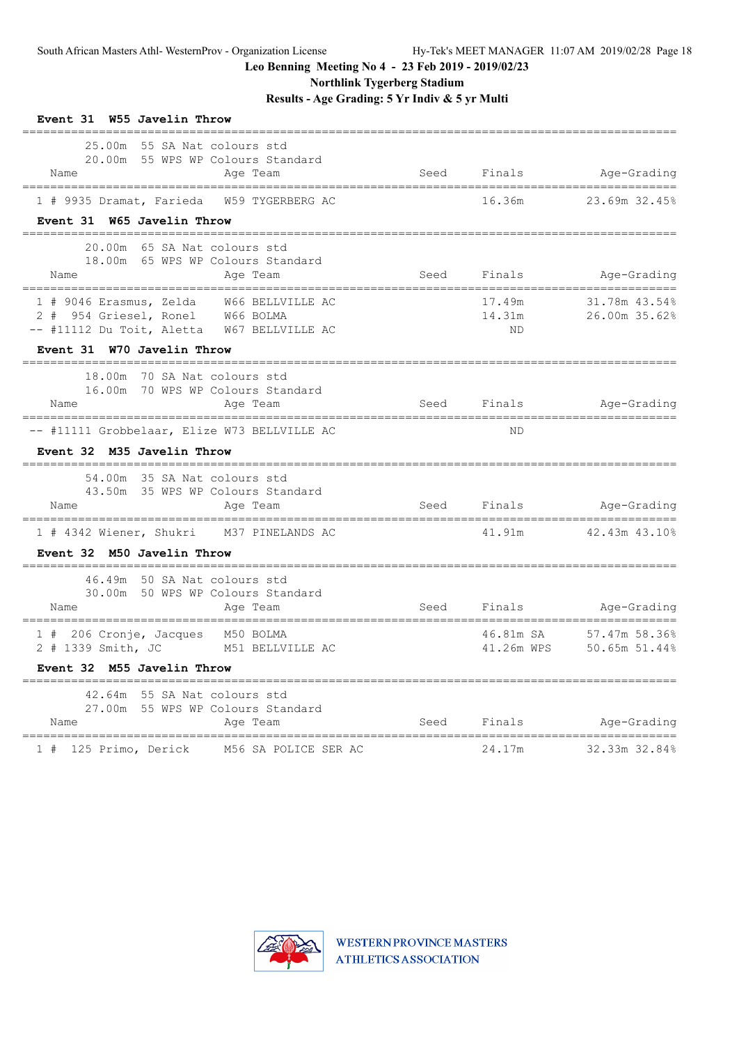## Leo Benning Meeting No 4 - 23 Feb 2019 - 2019/02/23

**Northlink Tygerberg Stadium**

**Results - Age Grading: 5 Yr Indiv & 5 yr Multi**

### Event 31 W55 Javelin Throw

25.00m 55 SA Nat colours std
20.00m 55 WPS WP Colours Standard

| Name | Age Team | Seed | Finals | Age-Grading |
|---|---|---|---|---|
| 1 # 9935 Dramat, Farieda | W59 TYGERBERG AC | | 16.36m | 23.69m 32.45% |

### Event 31 W65 Javelin Throw

20.00m 65 SA Nat colours std
18.00m 65 WPS WP Colours Standard

| Name | Age Team | Seed | Finals | Age-Grading |
|---|---|---|---|---|
| 1 # 9046 Erasmus, Zelda | W66 BELLVILLE AC | | 17.49m | 31.78m 43.54% |
| 2 # 954 Griesel, Ronel | W66 BOLMA | | 14.31m | 26.00m 35.62% |
| -- #11112 Du Toit, Aletta | W67 BELLVILLE AC | | ND | |

### Event 31 W70 Javelin Throw

18.00m 70 SA Nat colours std
16.00m 70 WPS WP Colours Standard

| Name | Age Team | Seed | Finals | Age-Grading |
|---|---|---|---|---|
| -- #11111 Grobbelaar, Elize | W73 BELLVILLE AC | | ND | |

### Event 32 M35 Javelin Throw

54.00m 35 SA Nat colours std
43.50m 35 WPS WP Colours Standard

| Name | Age Team | Seed | Finals | Age-Grading |
|---|---|---|---|---|
| 1 # 4342 Wiener, Shukri | M37 PINELANDS AC | | 41.91m | 42.43m 43.10% |

### Event 32 M50 Javelin Throw

46.49m 50 SA Nat colours std
30.00m 50 WPS WP Colours Standard

| Name | Age Team | Seed | Finals | Age-Grading |
|---|---|---|---|---|
| 1 # 206 Cronje, Jacques | M50 BOLMA | | 46.81m SA | 57.47m 58.36% |
| 2 # 1339 Smith, JC | M51 BELLVILLE AC | | 41.26m WPS | 50.65m 51.44% |

### Event 32 M55 Javelin Throw

42.64m 55 SA Nat colours std
27.00m 55 WPS WP Colours Standard

| Name | Age Team | Seed | Finals | Age-Grading |
|---|---|---|---|---|
| 1 # 125 Primo, Derick | M56 SA POLICE SER AC | | 24.17m | 32.33m 32.84% |

WESTERN PROVINCE MASTERS ATHLETICS ASSOCIATION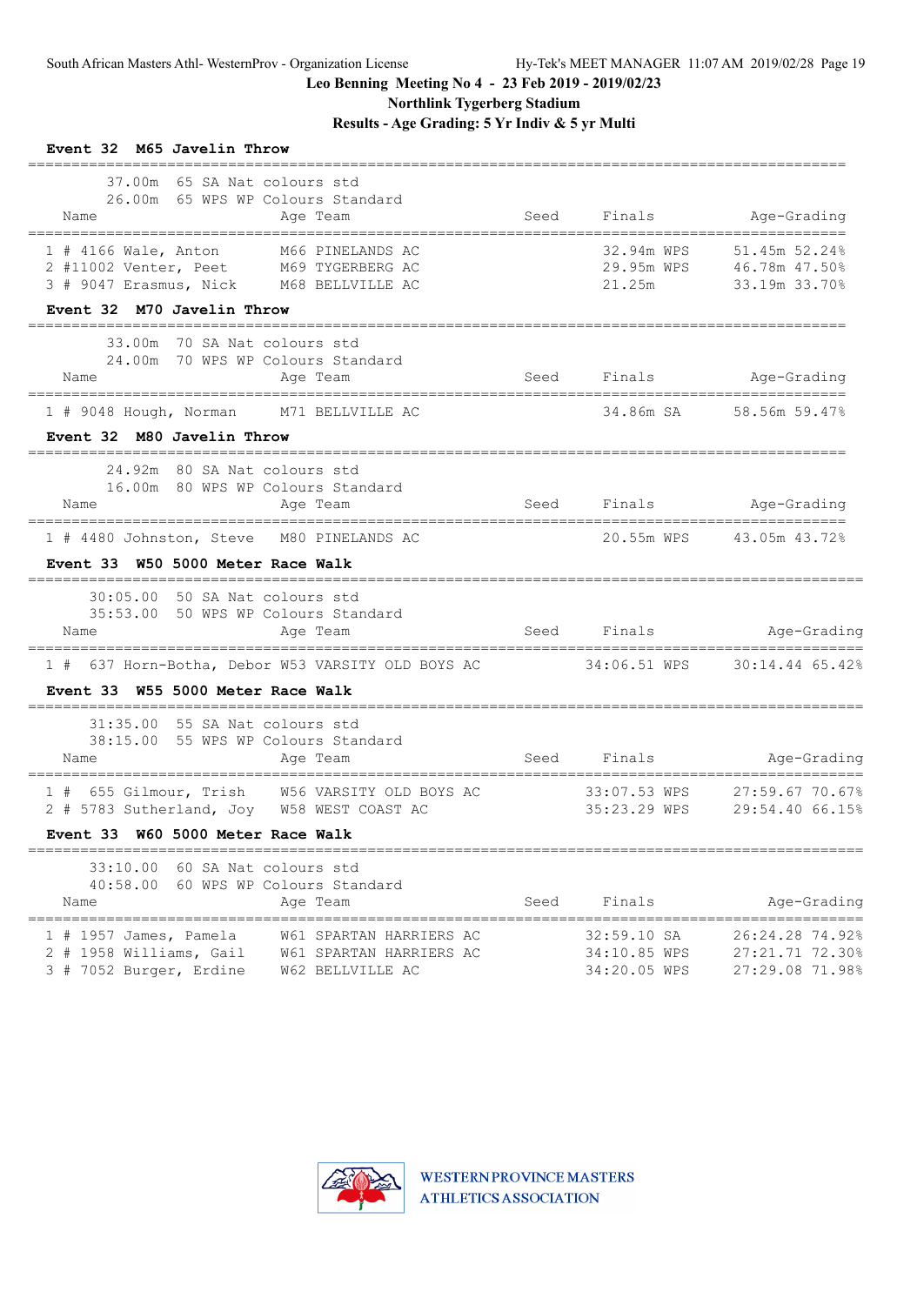Leo Benning Meeting No 4 - 23 Feb 2019 - 2019/02/23

Northlink Tygerberg Stadium

Results - Age Grading: 5 Yr Indiv & 5 yr Multi

### Event 32 M65 Javelin Throw

37.00m 65 SA Nat colours std
26.00m 65 WPS WP Colours Standard

| Name | Age Team | Seed | Finals | Age-Grading |
|---|---|---|---|---|
| 1 # 4166 Wale, Anton | M66 PINELANDS AC | | 32.94m WPS | 51.45m 52.24% |
| 2 #11002 Venter, Peet | M69 TYGERBERG AC | | 29.95m WPS | 46.78m 47.50% |
| 3 # 9047 Erasmus, Nick | M68 BELLVILLE AC | | 21.25m | 33.19m 33.70% |

### Event 32 M70 Javelin Throw

33.00m 70 SA Nat colours std
24.00m 70 WPS WP Colours Standard

| Name | Age Team | Seed | Finals | Age-Grading |
|---|---|---|---|---|
| 1 # 9048 Hough, Norman | M71 BELLVILLE AC | | 34.86m SA | 58.56m 59.47% |

### Event 32 M80 Javelin Throw

24.92m 80 SA Nat colours std
16.00m 80 WPS WP Colours Standard

| Name | Age Team | Seed | Finals | Age-Grading |
|---|---|---|---|---|
| 1 # 4480 Johnston, Steve | M80 PINELANDS AC | | 20.55m WPS | 43.05m 43.72% |

### Event 33 W50 5000 Meter Race Walk

30:05.00 50 SA Nat colours std
35:53.00 50 WPS WP Colours Standard

| Name | Age Team | Seed | Finals | Age-Grading |
|---|---|---|---|---|
| 1 # 637 Horn-Botha, Debor | W53 VARSITY OLD BOYS AC | | 34:06.51 WPS | 30:14.44 65.42% |

### Event 33 W55 5000 Meter Race Walk

31:35.00 55 SA Nat colours std
38:15.00 55 WPS WP Colours Standard

| Name | Age Team | Seed | Finals | Age-Grading |
|---|---|---|---|---|
| 1 # 655 Gilmour, Trish | W56 VARSITY OLD BOYS AC | | 33:07.53 WPS | 27:59.67 70.67% |
| 2 # 5783 Sutherland, Joy | W58 WEST COAST AC | | 35:23.29 WPS | 29:54.40 66.15% |

### Event 33 W60 5000 Meter Race Walk

33:10.00 60 SA Nat colours std
40:58.00 60 WPS WP Colours Standard

| Name | Age Team | Seed | Finals | Age-Grading |
|---|---|---|---|---|
| 1 # 1957 James, Pamela | W61 SPARTAN HARRIERS AC | | 32:59.10 SA | 26:24.28 74.92% |
| 2 # 1958 Williams, Gail | W61 SPARTAN HARRIERS AC | | 34:10.85 WPS | 27:21.71 72.30% |
| 3 # 7052 Burger, Erdine | W62 BELLVILLE AC | | 34:20.05 WPS | 27:29.08 71.98% |

WESTERN PROVINCE MASTERS ATHLETICS ASSOCIATION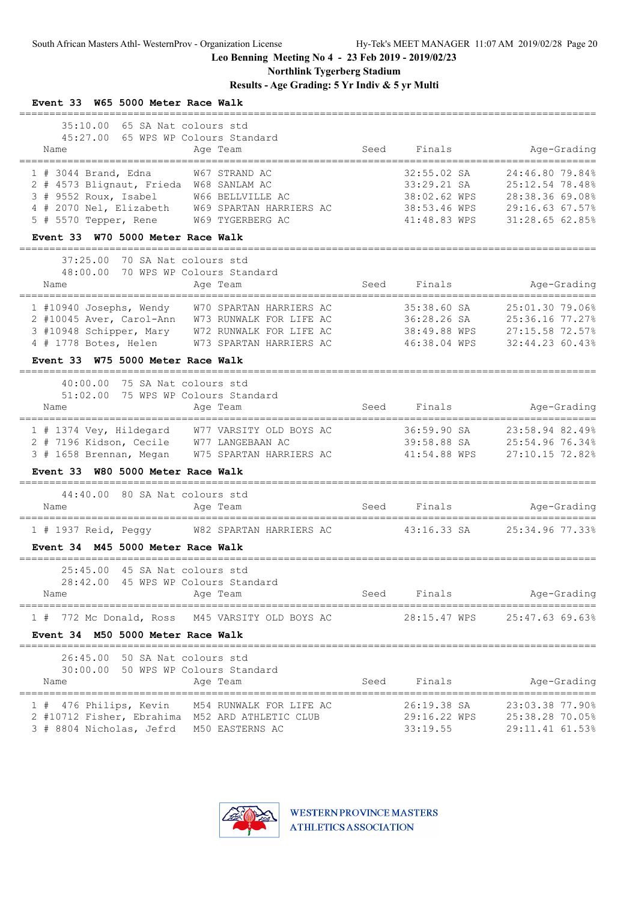Leo Benning Meeting No 4 - 23 Feb 2019 - 2019/02/23

Northlink Tygerberg Stadium

Results - Age Grading: 5 Yr Indiv & 5 yr Multi

### Event 33 W65 5000 Meter Race Walk

35:10.00 65 SA Nat colours std
45:27.00 65 WPS WP Colours Standard

| Name | Age | Team | Seed | Finals | | Age-Grading | |
|---|---|---|---|---|---|---|---|
| 1 # 3044 Brand, Edna | W67 | STRAND AC | | 32:55.02 | SA | 24:46.80 | 79.84% |
| 2 # 4573 Blignaut, Frieda | W68 | SANLAM AC | | 33:29.21 | SA | 25:12.54 | 78.48% |
| 3 # 9552 Roux, Isabel | W66 | BELLVILLE AC | | 38:02.62 | WPS | 28:38.36 | 69.08% |
| 4 # 2070 Nel, Elizabeth | W69 | SPARTAN HARRIERS AC | | 38:53.46 | WPS | 29:16.63 | 67.57% |
| 5 # 5570 Tepper, Rene | W69 | TYGERBERG AC | | 41:48.83 | WPS | 31:28.65 | 62.85% |

### Event 33 W70 5000 Meter Race Walk

37:25.00 70 SA Nat colours std
48:00.00 70 WPS WP Colours Standard

| Name | Age | Team | Seed | Finals | | Age-Grading | |
|---|---|---|---|---|---|---|---|
| 1 #10940 Josephs, Wendy | W70 | SPARTAN HARRIERS AC | | 35:38.60 | SA | 25:01.30 | 79.06% |
| 2 #10045 Aver, Carol-Ann | W73 | RUNWALK FOR LIFE AC | | 36:28.26 | SA | 25:36.16 | 77.27% |
| 3 #10948 Schipper, Mary | W72 | RUNWALK FOR LIFE AC | | 38:49.88 | WPS | 27:15.58 | 72.57% |
| 4 # 1778 Botes, Helen | W73 | SPARTAN HARRIERS AC | | 46:38.04 | WPS | 32:44.23 | 60.43% |

### Event 33 W75 5000 Meter Race Walk

40:00.00 75 SA Nat colours std
51:02.00 75 WPS WP Colours Standard

| Name | Age | Team | Seed | Finals | | Age-Grading | |
|---|---|---|---|---|---|---|---|
| 1 # 1374 Vey, Hildegard | W77 | VARSITY OLD BOYS AC | | 36:59.90 | SA | 23:58.94 | 82.49% |
| 2 # 7196 Kidson, Cecile | W77 | LANGEBAAN AC | | 39:58.88 | SA | 25:54.96 | 76.34% |
| 3 # 1658 Brennan, Megan | W75 | SPARTAN HARRIERS AC | | 41:54.88 | WPS | 27:10.15 | 72.82% |

### Event 33 W80 5000 Meter Race Walk

44:40.00 80 SA Nat colours std

| Name | Age | Team | Seed | Finals | | Age-Grading | |
|---|---|---|---|---|---|---|---|
| 1 # 1937 Reid, Peggy | W82 | SPARTAN HARRIERS AC | | 43:16.33 | SA | 25:34.96 | 77.33% |

### Event 34 M45 5000 Meter Race Walk

25:45.00 45 SA Nat colours std
28:42.00 45 WPS WP Colours Standard

| Name | Age | Team | Seed | Finals | | Age-Grading | |
|---|---|---|---|---|---|---|---|
| 1 # 772 Mc Donald, Ross | M45 | VARSITY OLD BOYS AC | | 28:15.47 | WPS | 25:47.63 | 69.63% |

### Event 34 M50 5000 Meter Race Walk

26:45.00 50 SA Nat colours std
30:00.00 50 WPS WP Colours Standard

| Name | Age | Team | Seed | Finals | | Age-Grading | |
|---|---|---|---|---|---|---|---|
| 1 # 476 Philips, Kevin | M54 | RUNWALK FOR LIFE AC | | 26:19.38 | SA | 23:03.38 | 77.90% |
| 2 #10712 Fisher, Ebrahima | M52 | ARD ATHLETIC CLUB | | 29:16.22 | WPS | 25:38.28 | 70.05% |
| 3 # 8804 Nicholas, Jefrd | M50 | EASTERNS AC | | 33:19.55 | | 29:11.41 | 61.53% |

WESTERN PROVINCE MASTERS ATHLETICS ASSOCIATION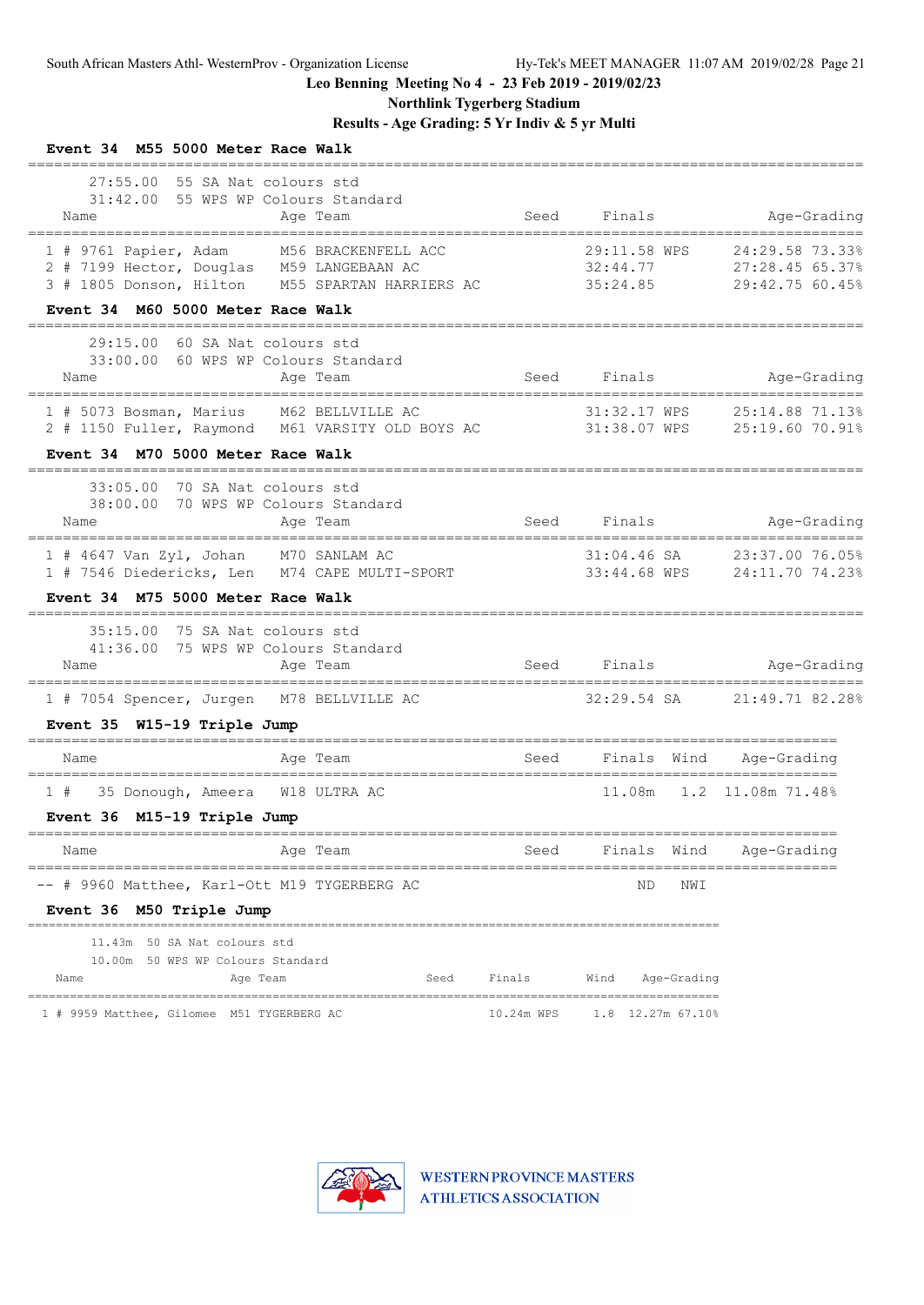Leo Benning Meeting No 4 - 23 Feb 2019 - 2019/02/23

Northlink Tygerberg Stadium

Results - Age Grading: 5 Yr Indiv & 5 yr Multi

### Event 34 M55 5000 Meter Race Walk

27:55.00 55 SA Nat colours std
31:42.00 55 WPS WP Colours Standard

| | Name | Age | Team | Seed | Finals | | Age-Grading | |
|---|---|---|---|---|---|---|---|---|
| 1 | # 9761 Papier, Adam | M56 | BRACKENFELL ACC | | 29:11.58 | WPS | 24:29.58 | 73.33% |
| 2 | # 7199 Hector, Douglas | M59 | LANGEBAAN AC | | 32:44.77 | | 27:28.45 | 65.37% |
| 3 | # 1805 Donson, Hilton | M55 | SPARTAN HARRIERS AC | | 35:24.85 | | 29:42.75 | 60.45% |

### Event 34 M60 5000 Meter Race Walk

29:15.00 60 SA Nat colours std
33:00.00 60 WPS WP Colours Standard

| | Name | Age | Team | Seed | Finals | | Age-Grading | |
|---|---|---|---|---|---|---|---|---|
| 1 | # 5073 Bosman, Marius | M62 | BELLVILLE AC | | 31:32.17 | WPS | 25:14.88 | 71.13% |
| 2 | # 1150 Fuller, Raymond | M61 | VARSITY OLD BOYS AC | | 31:38.07 | WPS | 25:19.60 | 70.91% |

### Event 34 M70 5000 Meter Race Walk

33:05.00 70 SA Nat colours std
38:00.00 70 WPS WP Colours Standard

| | Name | Age | Team | Seed | Finals | | Age-Grading | |
|---|---|---|---|---|---|---|---|---|
| 1 | # 4647 Van Zyl, Johan | M70 | SANLAM AC | | 31:04.46 | SA | 23:37.00 | 76.05% |
| 1 | # 7546 Diedericks, Len | M74 | CAPE MULTI-SPORT | | 33:44.68 | WPS | 24:11.70 | 74.23% |

### Event 34 M75 5000 Meter Race Walk

35:15.00 75 SA Nat colours std
41:36.00 75 WPS WP Colours Standard

| | Name | Age | Team | Seed | Finals | | Age-Grading | |
|---|---|---|---|---|---|---|---|---|
| 1 | # 7054 Spencer, Jurgen | M78 | BELLVILLE AC | | 32:29.54 | SA | 21:49.71 | 82.28% |

### Event 35 W15-19 Triple Jump

| | Name | Age | Team | Seed | Finals | Wind | Age-Grading | |
|---|---|---|---|---|---|---|---|---|
| 1 | # 35 Donough, Ameera | W18 | ULTRA AC | | 11.08m | 1.2 | 11.08m | 71.48% |

### Event 36 M15-19 Triple Jump

| | Name | Age | Team | Seed | Finals | Wind | Age-Grading |
|---|---|---|---|---|---|---|---|
| -- | # 9960 Matthee, Karl-Ott | M19 | TYGERBERG AC | | ND | NWI | |

### Event 36 M50 Triple Jump

11.43m 50 SA Nat colours std
10.00m 50 WPS WP Colours Standard

| | Name | Age | Team | Seed | Finals | | Wind | Age-Grading | |
|---|---|---|---|---|---|---|---|---|---|
| 1 | # 9959 Matthee, Gilomee | M51 | TYGERBERG AC | | 10.24m | WPS | 1.8 | 12.27m | 67.10% |

WESTERN PROVINCE MASTERS ATHLETICS ASSOCIATION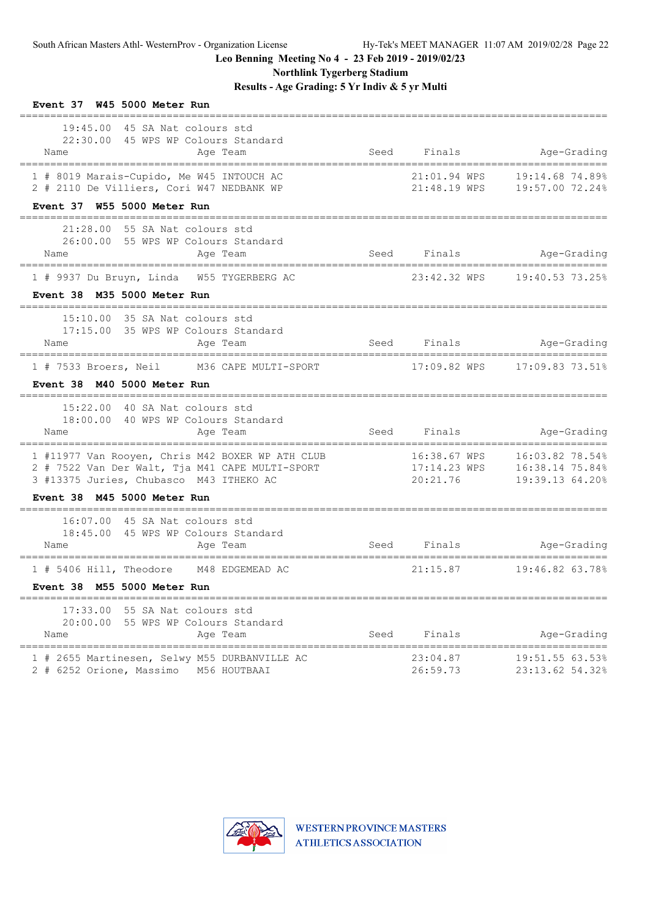South African Masters Athl- WesternProv - Organization License

Hy-Tek's MEET MANAGER 11:07 AM 2019/02/28 Page 22

**Leo Benning Meeting No 4 - 23 Feb 2019 - 2019/02/23**

**Northlink Tygerberg Stadium**

**Results - Age Grading: 5 Yr Indiv & 5 yr Multi**

### Event 37 W45 5000 Meter Run

19:45.00 45 SA Nat colours std
22:30.00 45 WPS WP Colours Standard

| Name | Age | Team | Seed | Finals | Age-Grading |
|---|---|---|---|---|---|
| 1 # 8019 Marais-Cupido, Me | W45 | INTOUCH AC | | 21:01.94 WPS | 19:14.68 74.89% |
| 2 # 2110 De Villiers, Cori | W47 | NEDBANK WP | | 21:48.19 WPS | 19:57.00 72.24% |

### Event 37 W55 5000 Meter Run

21:28.00 55 SA Nat colours std
26:00.00 55 WPS WP Colours Standard

| Name | Age | Team | Seed | Finals | Age-Grading |
|---|---|---|---|---|---|
| 1 # 9937 Du Bruyn, Linda | W55 | TYGERBERG AC | | 23:42.32 WPS | 19:40.53 73.25% |

### Event 38 M35 5000 Meter Run

15:10.00 35 SA Nat colours std
17:15.00 35 WPS WP Colours Standard

| Name | Age | Team | Seed | Finals | Age-Grading |
|---|---|---|---|---|---|
| 1 # 7533 Broers, Neil | M36 | CAPE MULTI-SPORT | | 17:09.82 WPS | 17:09.83 73.51% |

### Event 38 M40 5000 Meter Run

15:22.00 40 SA Nat colours std
18:00.00 40 WPS WP Colours Standard

| Name | Age | Team | Seed | Finals | Age-Grading |
|---|---|---|---|---|---|
| 1 #11977 Van Rooyen, Chris | M42 | BOXER WP ATH CLUB | | 16:38.67 WPS | 16:03.82 78.54% |
| 2 # 7522 Van Der Walt, Tja | M41 | CAPE MULTI-SPORT | | 17:14.23 WPS | 16:38.14 75.84% |
| 3 #13375 Juries, Chubasco | M43 | ITHEKO AC | | 20:21.76 | 19:39.13 64.20% |

### Event 38 M45 5000 Meter Run

16:07.00 45 SA Nat colours std
18:45.00 45 WPS WP Colours Standard

| Name | Age | Team | Seed | Finals | Age-Grading |
|---|---|---|---|---|---|
| 1 # 5406 Hill, Theodore | M48 | EDGEMEAD AC | | 21:15.87 | 19:46.82 63.78% |

### Event 38 M55 5000 Meter Run

17:33.00 55 SA Nat colours std
20:00.00 55 WPS WP Colours Standard

| Name | Age | Team | Seed | Finals | Age-Grading |
|---|---|---|---|---|---|
| 1 # 2655 Martinesen, Selwy | M55 | DURBANVILLE AC | | 23:04.87 | 19:51.55 63.53% |
| 2 # 6252 Orione, Massimo | M56 | HOUTBAAI | | 26:59.73 | 23:13.62 54.32% |

WESTERN PROVINCE MASTERS ATHLETICS ASSOCIATION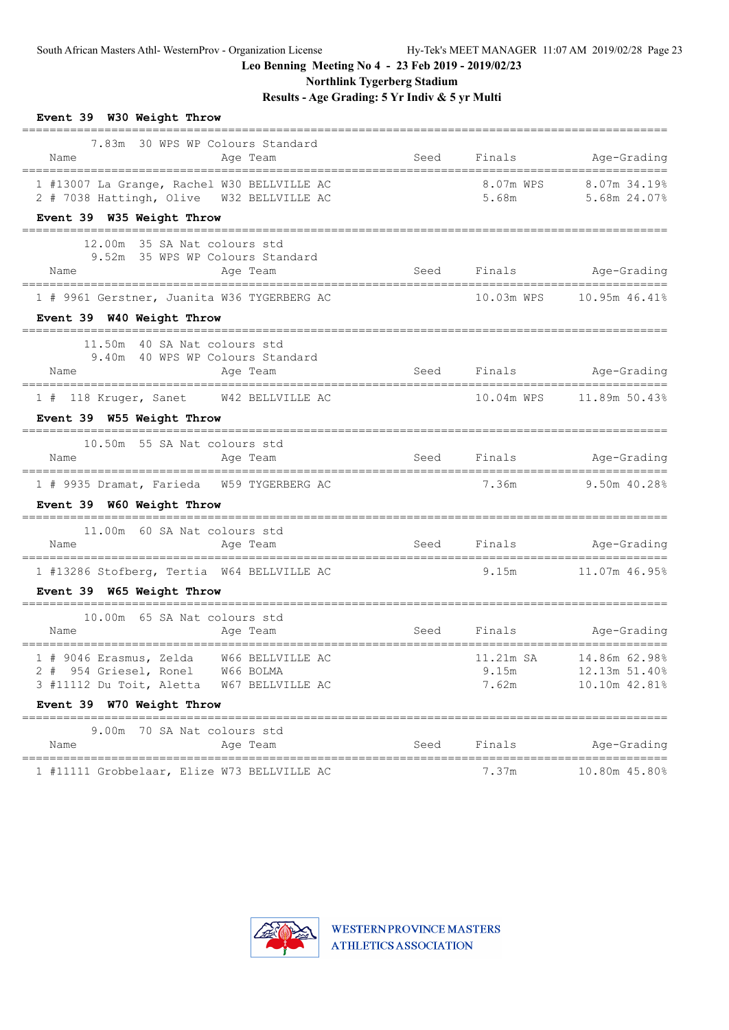**Leo Benning Meeting No 4 - 23 Feb 2019 - 2019/02/23**

**Northlink Tygerberg Stadium**

**Results - Age Grading: 5 Yr Indiv & 5 yr Multi**

### Event 39 W30 Weight Throw

7.83m 30 WPS WP Colours Standard

| | Name | Age | Team | Seed | Finals | Age-Grading |
|---|---|---|---|---|---|---|
| 1 | #13007 La Grange, Rachel | W30 | BELLVILLE AC | | 8.07m WPS | 8.07m 34.19% |
| 2 | # 7038 Hattingh, Olive | W32 | BELLVILLE AC | | 5.68m | 5.68m 24.07% |

### Event 39 W35 Weight Throw

12.00m 35 SA Nat colours std
9.52m 35 WPS WP Colours Standard

| | Name | Age | Team | Seed | Finals | Age-Grading |
|---|---|---|---|---|---|---|
| 1 | # 9961 Gerstner, Juanita | W36 | TYGERBERG AC | | 10.03m WPS | 10.95m 46.41% |

### Event 39 W40 Weight Throw

11.50m 40 SA Nat colours std
9.40m 40 WPS WP Colours Standard

| | Name | Age | Team | Seed | Finals | Age-Grading |
|---|---|---|---|---|---|---|
| 1 | # 118 Kruger, Sanet | W42 | BELLVILLE AC | | 10.04m WPS | 11.89m 50.43% |

### Event 39 W55 Weight Throw

10.50m 55 SA Nat colours std

| | Name | Age | Team | Seed | Finals | Age-Grading |
|---|---|---|---|---|---|---|
| 1 | # 9935 Dramat, Farieda | W59 | TYGERBERG AC | | 7.36m | 9.50m 40.28% |

### Event 39 W60 Weight Throw

11.00m 60 SA Nat colours std

| | Name | Age | Team | Seed | Finals | Age-Grading |
|---|---|---|---|---|---|---|
| 1 | #13286 Stofberg, Tertia | W64 | BELLVILLE AC | | 9.15m | 11.07m 46.95% |

### Event 39 W65 Weight Throw

10.00m 65 SA Nat colours std

| | Name | Age | Team | Seed | Finals | Age-Grading |
|---|---|---|---|---|---|---|
| 1 | # 9046 Erasmus, Zelda | W66 | BELLVILLE AC | | 11.21m SA | 14.86m 62.98% |
| 2 | # 954 Griesel, Ronel | W66 | BOLMA | | 9.15m | 12.13m 51.40% |
| 3 | #11112 Du Toit, Aletta | W67 | BELLVILLE AC | | 7.62m | 10.10m 42.81% |

### Event 39 W70 Weight Throw

9.00m 70 SA Nat colours std

| | Name | Age | Team | Seed | Finals | Age-Grading |
|---|---|---|---|---|---|---|
| 1 | #11111 Grobbelaar, Elize | W73 | BELLVILLE AC | | 7.37m | 10.80m 45.80% |

WESTERN PROVINCE MASTERS ATHLETICS ASSOCIATION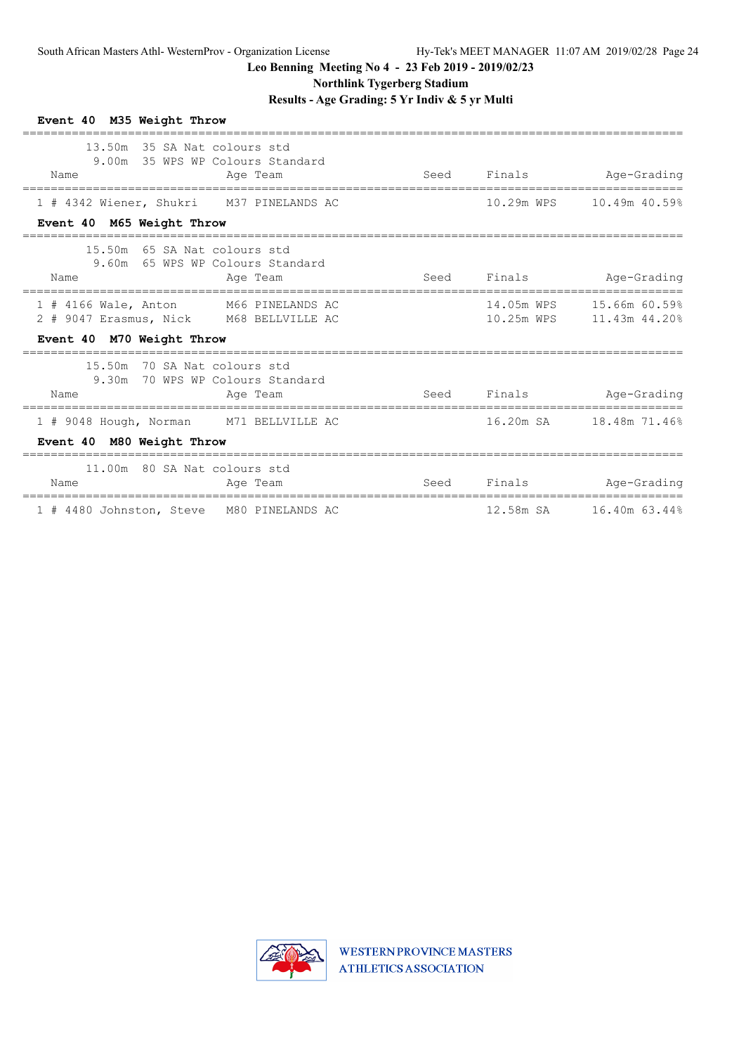Leo Benning Meeting No 4 - 23 Feb 2019 - 2019/02/23

Northlink Tygerberg Stadium

Results - Age Grading: 5 Yr Indiv & 5 yr Multi

**Event 40 M35 Weight Throw**

13.50m 35 SA Nat colours std
9.00m 35 WPS WP Colours Standard

| Name | Age Team | Seed | Finals | Age-Grading |
|---|---|---|---|---|
| 1 # 4342 Wiener, Shukri | M37 PINELANDS AC | | 10.29m WPS | 10.49m 40.59% |

**Event 40 M65 Weight Throw**

15.50m 65 SA Nat colours std
9.60m 65 WPS WP Colours Standard

| Name | Age Team | Seed | Finals | Age-Grading |
|---|---|---|---|---|
| 1 # 4166 Wale, Anton | M66 PINELANDS AC | | 14.05m WPS | 15.66m 60.59% |
| 2 # 9047 Erasmus, Nick | M68 BELLVILLE AC | | 10.25m WPS | 11.43m 44.20% |

**Event 40 M70 Weight Throw**

15.50m 70 SA Nat colours std
9.30m 70 WPS WP Colours Standard

| Name | Age Team | Seed | Finals | Age-Grading |
|---|---|---|---|---|
| 1 # 9048 Hough, Norman | M71 BELLVILLE AC | | 16.20m SA | 18.48m 71.46% |

**Event 40 M80 Weight Throw**

11.00m 80 SA Nat colours std

| Name | Age Team | Seed | Finals | Age-Grading |
|---|---|---|---|---|
| 1 # 4480 Johnston, Steve | M80 PINELANDS AC | | 12.58m SA | 16.40m 63.44% |

WESTERN PROVINCE MASTERS ATHLETICS ASSOCIATION